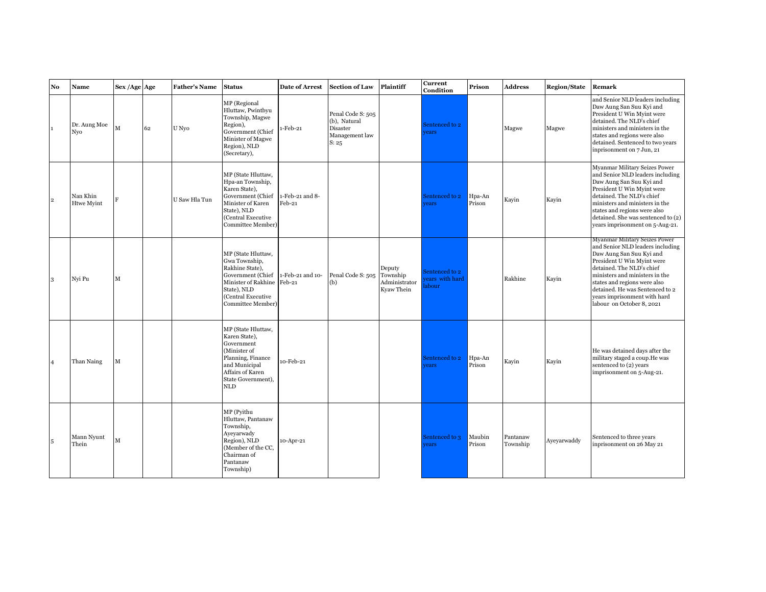| No | Name | Sex /Age | Age | Father's Name | Status | Date of Arrest | Section of Law | Plaintiff | Current Condition | Prison | Address | Region/State | Remark |
|---|---|---|---|---|---|---|---|---|---|---|---|---|---|
| 1 | Dr. Aung Moe Nyo | M | 62 | U Nyo | MP (Regional Hluttaw, Pwintbyu Township, Magwe Region), Government (Chief Minister of Magwe Region), NLD (Secretary), | 1-Feb-21 | Penal Code S: 505 (b), Natural Disaster Management law S: 25 | | Sentenced to 2 years | | Magwe | Magwe | and Senior NLD leaders including Daw Aung San Suu Kyi and President U Win Myint were detained. The NLD's chief ministers and ministers in the states and regions were also detained. Sentenced to two years inprisonment on 7 Jun, 21 |
| 2 | Nan Khin Htwe Myint | F | | U Saw Hla Tun | MP (State Hluttaw, Hpa-an Township, Karen State), Government (Chief Minister of Karen State), NLD (Central Executive Committee Member) | 1-Feb-21 and 8-Feb-21 | | | Sentenced to 2 years | Hpa-An Prison | Kayin | Kayin | Myanmar Military Seizes Power and Senior NLD leaders including Daw Aung San Suu Kyi and President U Win Myint were detained. The NLD's chief ministers and ministers in the states and regions were also detained. She was sentenced to (2) years imprisonment on 5-Aug-21. |
| 3 | Nyi Pu | M | | | MP (State Hluttaw, Gwa Township, Rakhine State), Government (Chief Minister of Rakhine State), NLD (Central Executive Committee Member) | 1-Feb-21 and 10-Feb-21 | Penal Code S: 505 (b) | Deputy Township Administrator Kyaw Thein | Sentenced to 2 years with hard labour | | Rakhine | Kayin | Myanmar Military Seizes Power and Senior NLD leaders including Daw Aung San Suu Kyi and President U Win Myint were detained. The NLD's chief ministers and ministers in the states and regions were also detained. He was Sentenced to 2 years imprisonment with hard labour on October 8, 2021 |
| 4 | Than Naing | M | | | MP (State Hluttaw, Karen State), Government (Minister of Planning, Finance and Municipal Affairs of Karen State Government), NLD | 10-Feb-21 | | | Sentenced to 2 years | Hpa-An Prison | Kayin | Kayin | He was detained days after the military staged a coup.He was sentenced to (2) years imprisonment on 5-Aug-21. |
| 5 | Mann Nyunt Thein | M | | | MP (Pyithu Hluttaw, Pantanaw Township, Ayeyarwady Region), NLD (Member of the CC, Chairman of Pantanaw Township) | 10-Apr-21 | | | Sentenced to 3 years | Maubin Prison | Pantanaw Township | Ayeyarwaddy | Sentenced to three years inprisonment on 26 May 21 |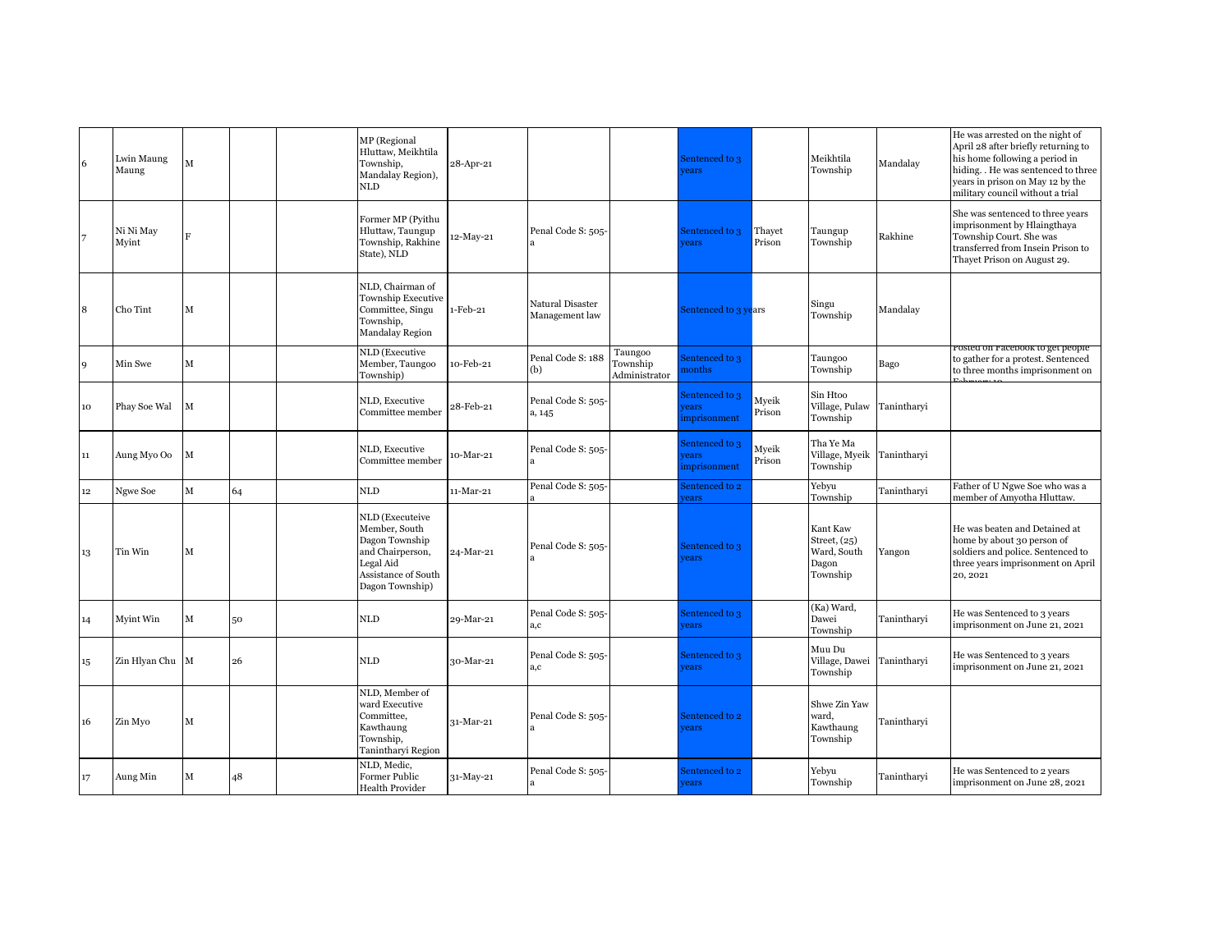| | | | | | | | | | | | | | |
|---|---|---|---|---|---|---|---|---|---|---|---|---|---|
| 6 | Lwin Maung Maung | M | | | MP (Regional Hluttaw, Meikhtila Township, Mandalay Region), NLD | 28-Apr-21 | | | Sentenced to 3 years | | Meikhtila Township | Mandalay | He was arrested on the night of April 28 after briefly returning to his home following a period in hiding. . He was sentenced to three years in prison on May 12 by the military council without a trial |
| 7 | Ni Ni May Myint | F | | | Former MP (Pyithu Hluttaw, Taungup Township, Rakhine State), NLD | 12-May-21 | Penal Code S: 505-a | | Sentenced to 3 years | Thayet Prison | Taungup Township | Rakhine | She was sentenced to three years imprisonment by Hlaingthaya Township Court. She was transferred from Insein Prison to Thayet Prison on August 29. |
| 8 | Cho Tint | M | | | NLD, Chairman of Township Executive Committee, Singu Township, Mandalay Region | 1-Feb-21 | Natural Disaster Management law | | Sentenced to 3 years | | Singu Township | Mandalay | |
| 9 | Min Swe | M | | | NLD (Executive Member, Taungoo Township) | 10-Feb-21 | Penal Code S: 188 (b) | Taungoo Township Administrator | Sentenced to 3 months | | Taungoo Township | Bago | Posted on Facebook to get people to gather for a protest. Sentenced to three months imprisonment on February 19 |
| 10 | Phay Soe Wal | M | | | NLD, Executive Committee member | 28-Feb-21 | Penal Code S: 505-a, 145 | | Sentenced to 3 years imprisonment | Myeik Prison | Sin Htoo Village, Pulaw Township | Tanintharyi | |
| 11 | Aung Myo Oo | M | | | NLD, Executive Committee member | 10-Mar-21 | Penal Code S: 505-a | | Sentenced to 3 years imprisonment | Myeik Prison | Tha Ye Ma Village, Myeik Township | Tanintharyi | |
| 12 | Ngwe Soe | M | 64 | | NLD | 11-Mar-21 | Penal Code S: 505-a | | Sentenced to 2 years | | Yebyu Township | Tanintharyi | Father of U Ngwe Soe who was a member of Amyotha Hluttaw. |
| 13 | Tin Win | M | | | NLD (Executeive Member, South Dagon Township and Chairperson, Legal Aid Assistance of South Dagon Township) | 24-Mar-21 | Penal Code S: 505-a | | Sentenced to 3 years | | Kant Kaw Street, (25) Ward, South Dagon Township | Yangon | He was beaten and Detained at home by about 30 person of soldiers and police. Sentenced to three years imprisonment on April 20, 2021 |
| 14 | Myint Win | M | 50 | | NLD | 29-Mar-21 | Penal Code S: 505-a,c | | Sentenced to 3 years | | (Ka) Ward, Dawei Township | Tanintharyi | He was Sentenced to 3 years imprisonment on June 21, 2021 |
| 15 | Zin Hlyan Chu | M | 26 | | NLD | 30-Mar-21 | Penal Code S: 505-a,c | | Sentenced to 3 years | | Muu Du Village, Dawei Township | Tanintharyi | He was Sentenced to 3 years imprisonment on June 21, 2021 |
| 16 | Zin Myo | M | | | NLD, Member of ward Executive Committee, Kawthaung Township, Tanintharyi Region | 31-Mar-21 | Penal Code S: 505-a | | Sentenced to 2 years | | Shwe Zin Yaw ward, Kawthaung Township | Tanintharyi | |
| 17 | Aung Min | M | 48 | | NLD, Medic, Former Public Health Provider | 31-May-21 | Penal Code S: 505-a | | Sentenced to 2 years | | Yebyu Township | Tanintharyi | He was Sentenced to 2 years imprisonment on June 28, 2021 |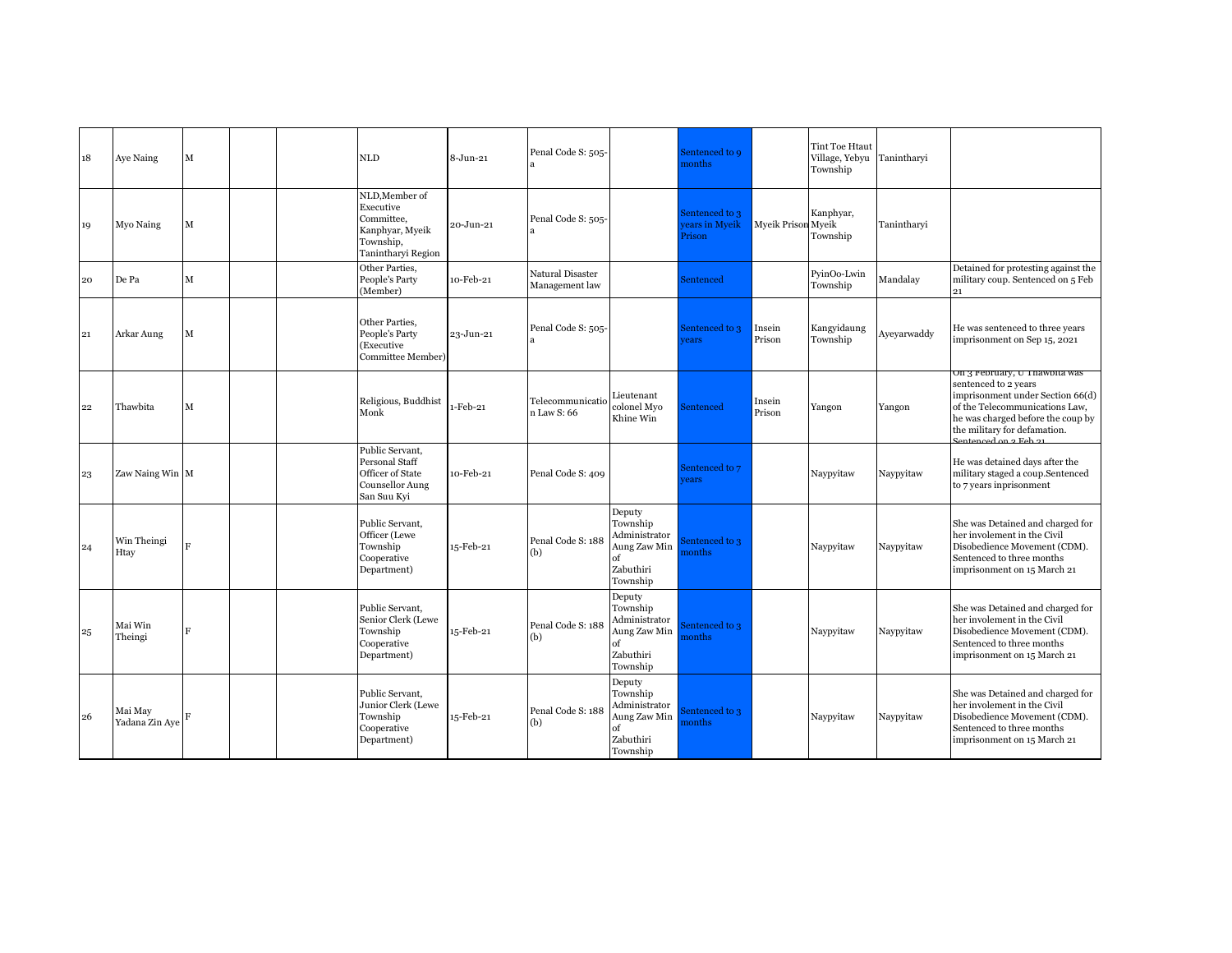| | | | | | | | | | | | | | |
|---|---|---|---|---|---|---|---|---|---|---|---|---|---|
| 18 | Aye Naing | M | | | NLD | 8-Jun-21 | Penal Code S: 505-a | | Sentenced to 9 months | | Tint Toe Htaut Village, Yebyu Township | Tanintharyi | |
| 19 | Myo Naing | M | | | NLD,Member of Executive Committee, Kanphyar, Myeik Township, Tanintharyi Region | 20-Jun-21 | Penal Code S: 505-a | | Sentenced to 3 years in Myeik Prison | Myeik Prison | Kanphyar, Myeik Township | Tanintharyi | |
| 20 | De Pa | M | | | Other Parties, People's Party (Member) | 10-Feb-21 | Natural Disaster Management law | | Sentenced | | PyinOo-Lwin Township | Mandalay | Detained for protesting against the military coup. Sentenced on 5 Feb 21 |
| 21 | Arkar Aung | M | | | Other Parties, People's Party (Executive Committee Member) | 23-Jun-21 | Penal Code S: 505-a | | Sentenced to 3 years | Insein Prison | Kangyidaung Township | Ayeyarwaddy | He was sentenced to three years imprisonment on Sep 15, 2021 |
| 22 | Thawbita | M | | | Religious, Buddhist Monk | 1-Feb-21 | Telecommunication Law S: 66 | Lieutenant colonel Myo Khine Win | Sentenced | Insein Prison | Yangon | Yangon | On 3 February, U Thawbita was sentenced to 2 years imprisonment under Section 66(d) of the Telecommunications Law, he was charged before the coup by the military for defamation. Sentenced on 3 Feb 21 |
| 23 | Zaw Naing Win | M | | | Public Servant, Personal Staff Officer of State Counsellor Aung San Suu Kyi | 10-Feb-21 | Penal Code S: 409 | | Sentenced to 7 years | | Naypyitaw | Naypyitaw | He was detained days after the military staged a coup.Sentenced to 7 years inprisonment |
| 24 | Win Theingi Htay | F | | | Public Servant, Officer (Lewe Township Cooperative Department) | 15-Feb-21 | Penal Code S: 188 (b) | Deputy Township Administrator Aung Zaw Min of Zabuthiri Township | Sentenced to 3 months | | Naypyitaw | Naypyitaw | She was Detained and charged for her involement in the Civil Disobedience Movement (CDM). Sentenced to three months imprisonment on 15 March 21 |
| 25 | Mai Win Theingi | F | | | Public Servant, Senior Clerk (Lewe Township Cooperative Department) | 15-Feb-21 | Penal Code S: 188 (b) | Deputy Township Administrator Aung Zaw Min of Zabuthiri Township | Sentenced to 3 months | | Naypyitaw | Naypyitaw | She was Detained and charged for her involement in the Civil Disobedience Movement (CDM). Sentenced to three months imprisonment on 15 March 21 |
| 26 | Mai May Yadana Zin Aye | F | | | Public Servant, Junior Clerk (Lewe Township Cooperative Department) | 15-Feb-21 | Penal Code S: 188 (b) | Deputy Township Administrator Aung Zaw Min of Zabuthiri Township | Sentenced to 3 months | | Naypyitaw | Naypyitaw | She was Detained and charged for her involement in the Civil Disobedience Movement (CDM). Sentenced to three months imprisonment on 15 March 21 |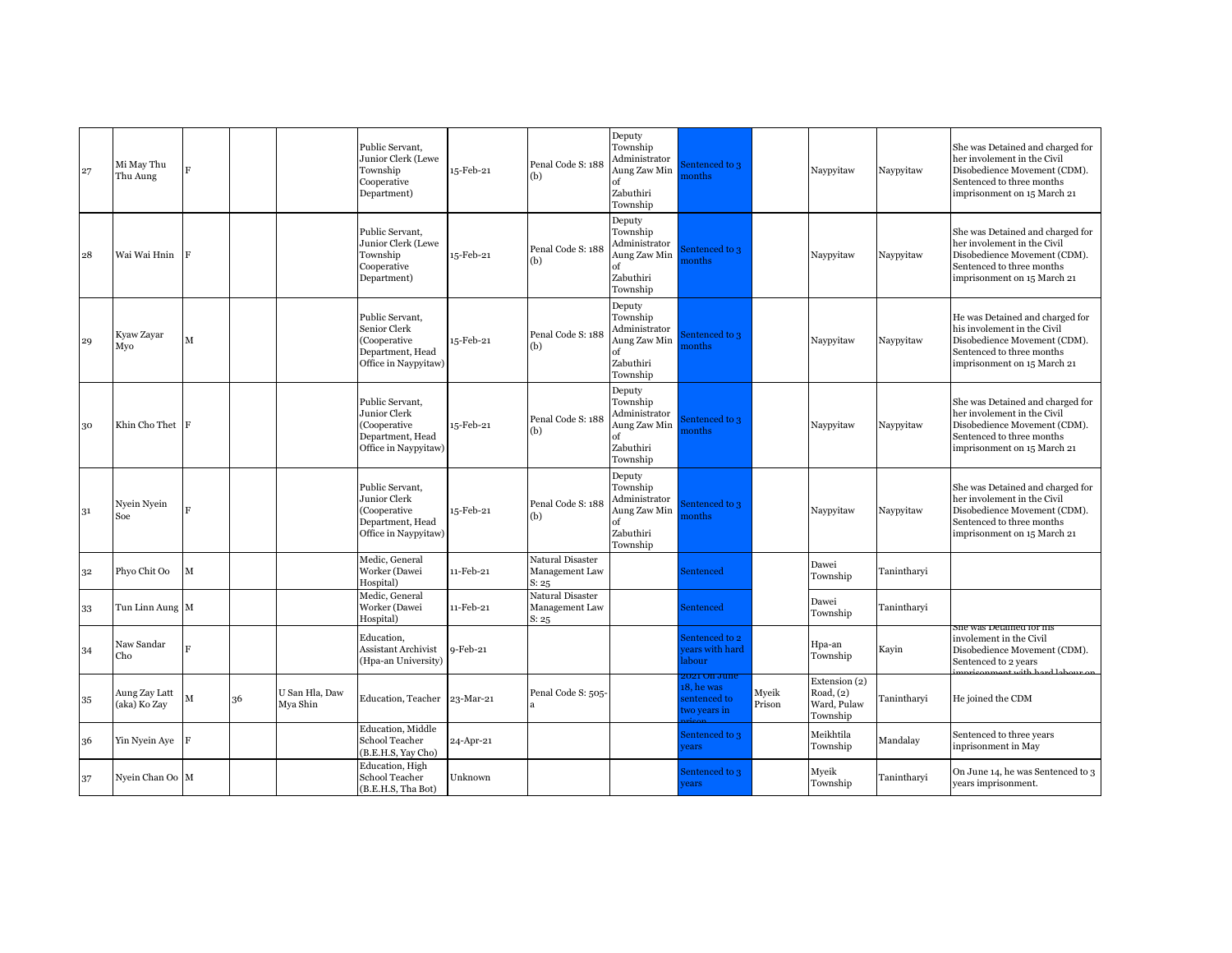| | | | | | | | | | | | | | |
|---|---|---|---|---|---|---|---|---|---|---|---|---|---|
| 27 | Mi May Thu Thu Aung | F | | | Public Servant, Junior Clerk (Lewe Township Cooperative Department) | 15-Feb-21 | Penal Code S: 188 (b) | Deputy Township Administrator Aung Zaw Min of Zabuthiri Township | Sentenced to 3 months | | Naypyitaw | Naypyitaw | She was Detained and charged for her involement in the Civil Disobedience Movement (CDM). Sentenced to three months imprisonment on 15 March 21 |
| 28 | Wai Wai Hnin | F | | | Public Servant, Junior Clerk (Lewe Township Cooperative Department) | 15-Feb-21 | Penal Code S: 188 (b) | Deputy Township Administrator Aung Zaw Min of Zabuthiri Township | Sentenced to 3 months | | Naypyitaw | Naypyitaw | She was Detained and charged for her involement in the Civil Disobedience Movement (CDM). Sentenced to three months imprisonment on 15 March 21 |
| 29 | Kyaw Zayar Myo | M | | | Public Servant, Senior Clerk (Cooperative Department, Head Office in Naypyitaw) | 15-Feb-21 | Penal Code S: 188 (b) | Deputy Township Administrator Aung Zaw Min of Zabuthiri Township | Sentenced to 3 months | | Naypyitaw | Naypyitaw | He was Detained and charged for his involement in the Civil Disobedience Movement (CDM). Sentenced to three months imprisonment on 15 March 21 |
| 30 | Khin Cho Thet | F | | | Public Servant, Junior Clerk (Cooperative Department, Head Office in Naypyitaw) | 15-Feb-21 | Penal Code S: 188 (b) | Deputy Township Administrator Aung Zaw Min of Zabuthiri Township | Sentenced to 3 months | | Naypyitaw | Naypyitaw | She was Detained and charged for her involement in the Civil Disobedience Movement (CDM). Sentenced to three months imprisonment on 15 March 21 |
| 31 | Nyein Nyein Soe | F | | | Public Servant, Junior Clerk (Cooperative Department, Head Office in Naypyitaw) | 15-Feb-21 | Penal Code S: 188 (b) | Deputy Township Administrator Aung Zaw Min of Zabuthiri Township | Sentenced to 3 months | | Naypyitaw | Naypyitaw | She was Detained and charged for her involement in the Civil Disobedience Movement (CDM). Sentenced to three months imprisonment on 15 March 21 |
| 32 | Phyo Chit Oo | M | | | Medic, General Worker (Dawei Hospital) | 11-Feb-21 | Natural Disaster Management Law S: 25 | | Sentenced | | Dawei Township | Tanintharyi | |
| 33 | Tun Linn Aung | M | | | Medic, General Worker (Dawei Hospital) | 11-Feb-21 | Natural Disaster Management Law S: 25 | | Sentenced | | Dawei Township | Tanintharyi | |
| 34 | Naw Sandar Cho | F | | | Education, Assistant Archivist (Hpa-an University) | 9-Feb-21 | | | Sentenced to 2 years with hard labour | | Hpa-an Township | Kayin | She was Detained for his involement in the Civil Disobedience Movement (CDM). Sentenced to 2 years imprisonment with hard labour on |
| 35 | Aung Zay Latt (aka) Ko Zay | M | 36 | U San Hla, Daw Mya Shin | Education, Teacher | 23-Mar-21 | Penal Code S: 505-a | | 2021 On June 18, he was sentenced to two years in prison | Myeik Prison | Extension (2) Road, (2) Ward, Pulaw Township | Tanintharyi | He joined the CDM |
| 36 | Yin Nyein Aye | F | | | Education, Middle School Teacher (B.E.H.S, Yay Cho) | 24-Apr-21 | | | Sentenced to 3 years | | Meikhtila Township | Mandalay | Sentenced to three years inprisonment in May |
| 37 | Nyein Chan Oo | M | | | Education, High School Teacher (B.E.H.S, Tha Bot) | Unknown | | | Sentenced to 3 years | | Myeik Township | Tanintharyi | On June 14, he was Sentenced to 3 years imprisonment. |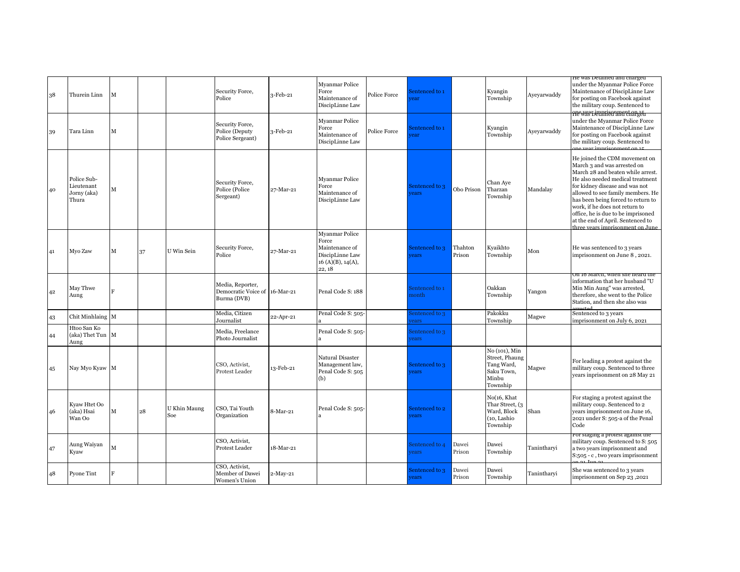| 38 | Thurein Linn | M | | | Security Force, Police | 3-Feb-21 | Myanmar Police Force Maintenance of DiscipLinne Law | Police Force | Sentenced to 1 year | | Kyangin Township | Ayeyarwaddy | He was Detained and charged under the Myanmar Police Force Maintenance of DiscipLinne Law for posting on Facebook against the military coup. Sentenced to one year imprisonment on 15 |
|---|---|---|---|---|---|---|---|---|---|---|---|---|---|
| 39 | Tara Linn | M | | | Security Force, Police (Deputy Police Sergeant) | 3-Feb-21 | Myanmar Police Force Maintenance of DiscipLinne Law | Police Force | Sentenced to 1 year | | Kyangin Township | Ayeyarwaddy | He was Detained and charged under the Myanmar Police Force Maintenance of DiscipLinne Law for posting on Facebook against the military coup. Sentenced to one year imprisonment on 15 |
| 40 | Police Sub-Lieutenant Jorny (aka) Thura | M | | | Security Force, Police (Police Sergeant) | 27-Mar-21 | Myanmar Police Force Maintenance of DiscipLinne Law | | Sentenced to 3 years | Obo Prison | Chan Aye Tharzan Township | Mandalay | He joined the CDM movement on March 3 and was arrested on March 28 and beaten while arrest. He also needed medical treatment for kidney disease and was not allowed to see family members. He has been being forced to return to work, if he does not return to office, he is due to be imprisoned at the end of April. Sentenced to three years imprisonment on June |
| 41 | Myo Zaw | M | 37 | U Win Sein | Security Force, Police | 27-Mar-21 | Myanmar Police Force Maintenance of DiscipLinne Law 16 (A)(B), 14(A), 22, 18 | | Sentenced to 3 years | Thahton Prison | Kyaikhto Township | Mon | He was sentenced to 3 years imprisonment on June 8 , 2021. |
| 42 | May Thwe Aung | F | | | Media, Reporter, Democratic Voice of Burma (DVB) | 16-Mar-21 | Penal Code S: 188 | | Sentenced to 1 month | | Oakkan Township | Yangon | On 16 March, when she heard the information that her husband "U Min Min Aung" was arrested, therefore, she went to the Police Station, and then she also was arrested |
| 43 | Chit Minhlaing | M | | | Media, Citizen Journalist | 22-Apr-21 | Penal Code S: 505-a | | Sentenced to 3 years | | Pakokku Township | Magwe | Sentenced to 3 years imprisonment on July 6, 2021 |
| 44 | Htoo San Ko (aka) Thet Tun Aung | M | | | Media, Freelance Photo Journalist | | Penal Code S: 505-a | | Sentenced to 3 years | | | | |
| 45 | Nay Myo Kyaw | M | | | CSO, Activist, Protest Leader | 13-Feb-21 | Natural Disaster Management law, Penal Code S: 505 (b) | | Sentenced to 3 years | | No (101), Min Street, Phaung Tang Ward, Saku Town, Minbu Township | Magwe | For leading a protest against the military coup. Sentenced to three years inprisonment on 28 May 21 |
| 46 | Kyaw Htet Oo (aka) Hsai Wan Oo | M | 28 | U Khin Maung Soe | CSO, Tai Youth Organization | 8-Mar-21 | Penal Code S: 505-a | | Sentenced to 2 years | | No(16, Khat Thar Street, (3 Ward, Block (10, Lashio Township | Shan | For staging a protest against the military coup. Sentenced to 2 years imprisonment on June 16, 2021 under S: 505-a of the Penal Code |
| 47 | Aung Waiyan Kyaw | M | | | CSO, Activist, Protest Leader | 18-Mar-21 | | | Sentenced to 4 years | Dawei Prison | Dawei Township | Tanintharyi | For staging a protest against the military coup. Sentenced to S: 505 a two years imprisonment and S:505 - c , two years imprisonment on 21 Jun 21 |
| 48 | Pyone Tint | F | | | CSO, Activist, Member of Dawei Women's Union | 2-May-21 | | | Sentenced to 3 years | Dawei Prison | Dawei Township | Tanintharyi | She was sentenced to 3 years imprisonment on Sep 23 ,2021 |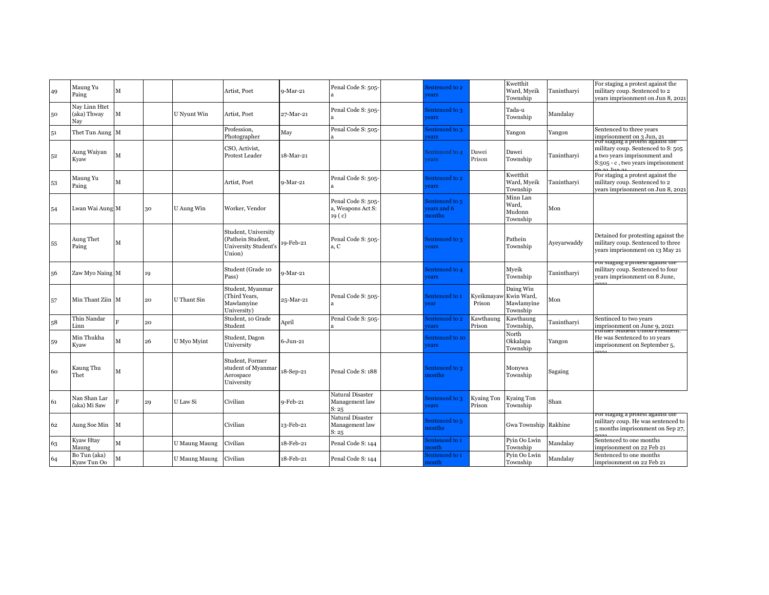| | | | | | | | | | | | | | |
|---|---|---|---|---|---|---|---|---|---|---|---|---|---|
| 49 | Maung Yu Paing | M | | | Artist, Poet | 9-Mar-21 | Penal Code S: 505-a | | Sentenced to 2 years | | Kwetthit Ward, Myeik Township | Tanintharyi | For staging a protest against the military coup. Sentenced to 2 years imprisonment on Jun 8, 2021 |
| 50 | Nay Linn Htet (aka) Thway Nay | M | | U Nyunt Win | Artist, Poet | 27-Mar-21 | Penal Code S: 505-a | | Sentenced to 3 years | | Tada-u Township | Mandalay | |
| 51 | Thet Tun Aung | M | | | Profession, Photographer | May | Penal Code S: 505-a | | Sentenced to 3 years | | Yangon | Yangon | Sentenced to three years imprisonment on 3 Jun, 21 |
| 52 | Aung Waiyan Kyaw | M | | | CSO, Activist, Protest Leader | 18-Mar-21 | | | Sentenced to 4 years | Dawei Prison | Dawei Township | Tanintharyi | For staging a protest against the military coup. Sentenced to S: 505 a two years imprisonment and S:505 - c , two years imprisonment on 21 Jun 21 |
| 53 | Maung Yu Paing | M | | | Artist, Poet | 9-Mar-21 | Penal Code S: 505-a | | Sentenced to 2 years | | Kwetthit Ward, Myeik Township | Tanintharyi | For staging a protest against the military coup. Sentenced to 2 years imprisonment on Jun 8, 2021 |
| 54 | Lwan Wai Aung | M | 30 | U Aung Win | Worker, Vendor | | Penal Code S: 505-a, Weapons Act S: 19 ( c) | | Sentenced to 5 years and 6 months | | Minn Lan Ward, Mudonn Township | Mon | |
| 55 | Aung Thet Paing | M | | | Student, University (Pathein Student, University Student's Union) | 19-Feb-21 | Penal Code S: 505-a, C | | Sentenced to 3 years | | Pathein Township | Ayeyarwaddy | Detained for protesting against the military coup. Sentenced to three years imprisonment on 13 May 21 |
| 56 | Zaw Myo Naing | M | 19 | | Student (Grade 10 Pass) | 9-Mar-21 | | | Sentenced to 4 years | | Myeik Township | Tanintharyi | For staging a protest against the military coup. Sentenced to four years imprisonment on 8 June, 2021 |
| 57 | Min Thant Ziin | M | 20 | U Thant Sin | Student, Myanmar (Third Years, Mawlamyine University) | 25-Mar-21 | Penal Code S: 505-a | | Sentenced to 1 year | Kyeikmayaw Prison | Daing Win Kwin Ward, Mawlamyine Township | Mon | |
| 58 | Thin Nandar Linn | F | 20 | | Student, 10 Grade Student | April | Penal Code S: 505-a | | Sentenced to 2 years | Kawthaung Prison | Kawthaung Township, | Tanintharyi | Sentinced to two years imprisonment on June 9, 2021 |
| 59 | Min Thukha Kyaw | M | 26 | U Myo Myint | Student, Dagon University | 6-Jun-21 | | | Sentenced to 10 years | | North Okkalapa Township | Yangon | Former Student Union President. He was Sentenced to 10 years imprisonment on September 5, 2021 |
| 60 | Kaung Thu Thet | M | | | Student, Former student of Myanmar Aerospace University | 18-Sep-21 | Penal Code S: 188 | | Sentenced to 3 months | | Monywa Township | Sagaing | |
| 61 | Nan Shan Lar (aka) Mi Saw | F | 29 | U Law Si | Civilian | 9-Feb-21 | Natural Disaster Management law S: 25 | | Sentenced to 3 years | Kyaing Ton Prison | Kyaing Ton Township | Shan | |
| 62 | Aung Soe Min | M | | | Civilian | 13-Feb-21 | Natural Disaster Management law S: 25 | | Sentenced to 5 months | | Gwa Township | Rakhine | For staging a protest against the military coup. He was sentenced to 5 months imprisonment on Sep 27, 2021 |
| 63 | Kyaw Htay Maung | M | | U Maung Maung | Civilian | 18-Feb-21 | Penal Code S: 144 | | Sentenced to 1 month | | Pyin Oo Lwin Township | Mandalay | Sentenced to one months imprisonment on 22 Feb 21 |
| 64 | Bo Tun (aka) Kyaw Tun Oo | M | | U Maung Maung | Civilian | 18-Feb-21 | Penal Code S: 144 | | Sentenced to 1 month | | Pyin Oo Lwin Township | Mandalay | Sentenced to one months imprisonment on 22 Feb 21 |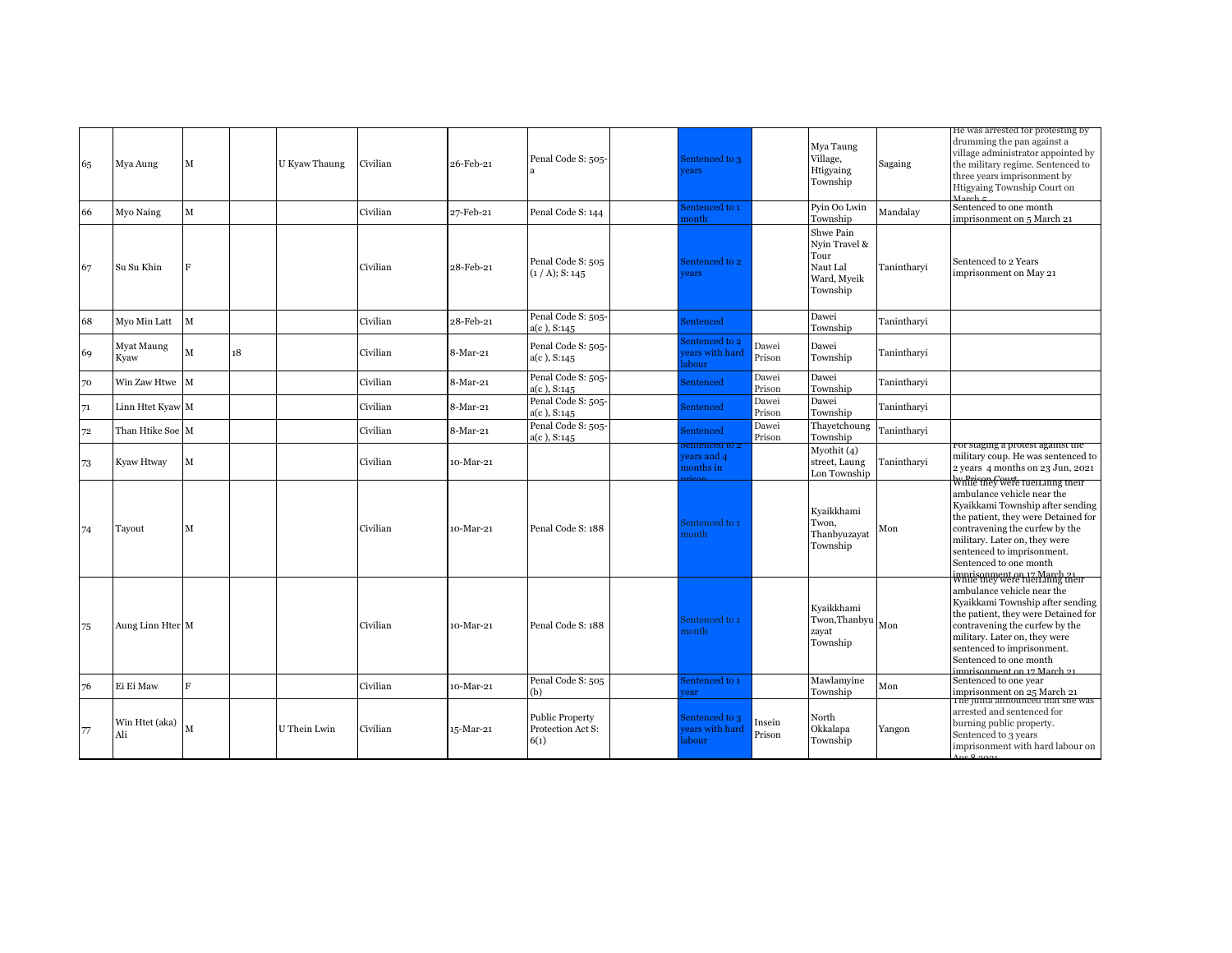| | | | | | | | | | | | | | |
|---|---|---|---|---|---|---|---|---|---|---|---|---|---|
| 65 | Mya Aung | M | | U Kyaw Thaung | Civilian | 26-Feb-21 | Penal Code S: 505-a | | Sentenced to 3 years | | Mya Taung Village, Htigyaing Township | Sagaing | He was arrested for protesting by drumming the pan against a village administrator appointed by the military regime. Sentenced to three years imprisonment by Htigyaing Township Court on March 5 |
| 66 | Myo Naing | M | | | Civilian | 27-Feb-21 | Penal Code S: 144 | | Sentenced to 1 month | | Pyin Oo Lwin Township | Mandalay | Sentenced to one month imprisonment on 5 March 21 |
| 67 | Su Su Khin | F | | | Civilian | 28-Feb-21 | Penal Code S: 505 (1 / A); S: 145 | | Sentenced to 2 years | | Shwe Pain Nyin Travel & Tour Naut Lal Ward, Myeik Township | Tanintharyi | Sentenced to 2 Years imprisonment on May 21 |
| 68 | Myo Min Latt | M | | | Civilian | 28-Feb-21 | Penal Code S: 505-a(c ), S:145 | | Sentenced | | Dawei Township | Tanintharyi | |
| 69 | Myat Maung Kyaw | M | 18 | | Civilian | 8-Mar-21 | Penal Code S: 505-a(c ), S:145 | | Sentenced to 2 years with hard labour | Dawei Prison | Dawei Township | Tanintharyi | |
| 70 | Win Zaw Htwe | M | | | Civilian | 8-Mar-21 | Penal Code S: 505-a(c ), S:145 | | Sentenced | Dawei Prison | Dawei Township | Tanintharyi | |
| 71 | Linn Htet Kyaw | M | | | Civilian | 8-Mar-21 | Penal Code S: 505-a(c ), S:145 | | Sentenced | Dawei Prison | Dawei Township | Tanintharyi | |
| 72 | Than Htike Soe | M | | | Civilian | 8-Mar-21 | Penal Code S: 505-a(c ), S:145 | | Sentenced | Dawei Prison | Thayetchoung Township | Tanintharyi | |
| 73 | Kyaw Htway | M | | | Civilian | 10-Mar-21 | | | Sentenced to 2 years and 4 months in prison | | Myothit (4) street, Laung Lon Township | Tanintharyi | For staging a protest against the military coup. He was sentenced to 2 years 4 months on 23 Jun, 2021 by Prison Court |
| 74 | Tayout | M | | | Civilian | 10-Mar-21 | Penal Code S: 188 | | Sentenced to 1 month | | Kyaikkhami Twon, Thanbyuzayat Township | Mon | While they were fuelLinng their ambulance vehicle near the Kyaikkami Township after sending the patient, they were Detained for contravening the curfew by the military. Later on, they were sentenced to imprisonment. Sentenced to one month imprisonment on 17 March 21 |
| 75 | Aung Linn Hter | M | | | Civilian | 10-Mar-21 | Penal Code S: 188 | | Sentenced to 1 month | | Kyaikkhami Twon,Thanbyuzayat Township | Mon | While they were fuelLinng their ambulance vehicle near the Kyaikkami Township after sending the patient, they were Detained for contravening the curfew by the military. Later on, they were sentenced to imprisonment. Sentenced to one month imprisonment on 17 March 21 |
| 76 | Ei Ei Maw | F | | | Civilian | 10-Mar-21 | Penal Code S: 505 (b) | | Sentenced to 1 year | | Mawlamyine Township | Mon | Sentenced to one year imprisonment on 25 March 21 |
| 77 | Win Htet (aka) Ali | M | | U Thein Lwin | Civilian | 15-Mar-21 | Public Property Protection Act S: 6(1) | | Sentenced to 3 years with hard labour | Insein Prison | North Okkalapa Township | Yangon | The junta announced that she was arrested and sentenced for burning public property. Sentenced to 3 years imprisonment with hard labour on Apr 8 2021 |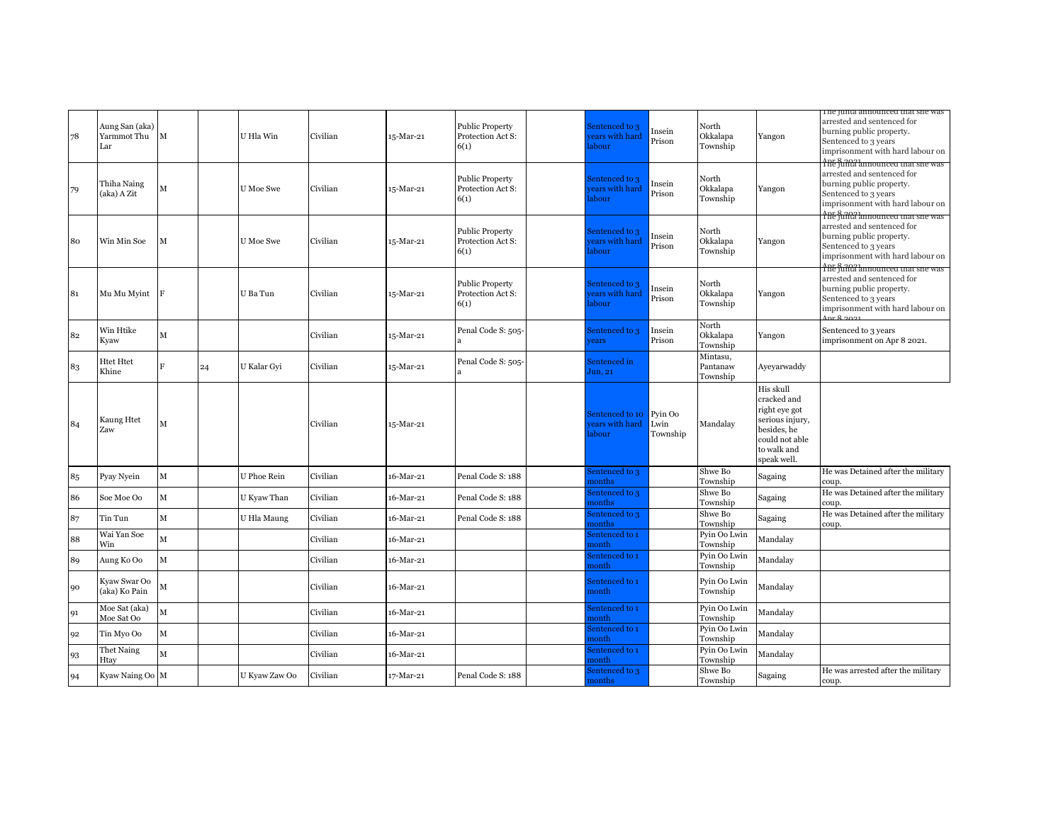| | | | | | | | | | | | | | | |
|---|---|---|---|---|---|---|---|---|---|---|---|---|---|---|
| 78 | Aung San (aka) Yarmmot Thu Lar | M | | U Hla Win | Civilian | 15-Mar-21 | Public Property Protection Act S: 6(1) | | Sentenced to 3 years with hard labour | Insein Prison | North Okkalapa Township | Yangon | The junta announced that she was arrested and sentenced for burning public property. Sentenced to 3 years imprisonment with hard labour on Apr 8 2021. |
| 79 | Thiha Naing (aka) A Zit | M | | U Moe Swe | Civilian | 15-Mar-21 | Public Property Protection Act S: 6(1) | | Sentenced to 3 years with hard labour | Insein Prison | North Okkalapa Township | Yangon | The junta announced that she was arrested and sentenced for burning public property. Sentenced to 3 years imprisonment with hard labour on Apr 8 2021. |
| 80 | Win Min Soe | M | | U Moe Swe | Civilian | 15-Mar-21 | Public Property Protection Act S: 6(1) | | Sentenced to 3 years with hard labour | Insein Prison | North Okkalapa Township | Yangon | The junta announced that she was arrested and sentenced for burning public property. Sentenced to 3 years imprisonment with hard labour on Apr 8 2021. |
| 81 | Mu Mu Myint | F | | U Ba Tun | Civilian | 15-Mar-21 | Public Property Protection Act S: 6(1) | | Sentenced to 3 years with hard labour | Insein Prison | North Okkalapa Township | Yangon | The junta announced that she was arrested and sentenced for burning public property. Sentenced to 3 years imprisonment with hard labour on Apr 8 2021. |
| 82 | Win Htike Kyaw | M | | | Civilian | 15-Mar-21 | Penal Code S: 505-a | | Sentenced to 3 years | Insein Prison | North Okkalapa Township | Yangon | Sentenced to 3 years imprisonment on Apr 8 2021. |
| 83 | Htet Htet Khine | F | 24 | U Kalar Gyi | Civilian | 15-Mar-21 | Penal Code S: 505-a | | Sentenced in Jun, 21 | | Mintasu, Pantanaw Township | Ayeyarwaddy | |
| 84 | Kaung Htet Zaw | M | | | Civilian | 15-Mar-21 | | | Sentenced to 10 years with hard labour | Pyin Oo Lwin Township | Mandalay | His skull cracked and right eye got serious injury, besides, he could not able to walk and speak well. | |
| 85 | Pyay Nyein | M | | U Phoe Rein | Civilian | 16-Mar-21 | Penal Code S: 188 | | Sentenced to 3 months | | Shwe Bo Township | Sagaing | He was Detained after the military coup. |
| 86 | Soe Moe Oo | M | | U Kyaw Than | Civilian | 16-Mar-21 | Penal Code S: 188 | | Sentenced to 3 months | | Shwe Bo Township | Sagaing | He was Detained after the military coup. |
| 87 | Tin Tun | M | | U Hla Maung | Civilian | 16-Mar-21 | Penal Code S: 188 | | Sentenced to 3 months | | Shwe Bo Township | Sagaing | He was Detained after the military coup. |
| 88 | Wai Yan Soe Win | M | | | Civilian | 16-Mar-21 | | | Sentenced to 1 month | | Pyin Oo Lwin Township | Mandalay | |
| 89 | Aung Ko Oo | M | | | Civilian | 16-Mar-21 | | | Sentenced to 1 month | | Pyin Oo Lwin Township | Mandalay | |
| 90 | Kyaw Swar Oo (aka) Ko Pain | M | | | Civilian | 16-Mar-21 | | | Sentenced to 1 month | | Pyin Oo Lwin Township | Mandalay | |
| 91 | Moe Sat (aka) Moe Sat Oo | M | | | Civilian | 16-Mar-21 | | | Sentenced to 1 month | | Pyin Oo Lwin Township | Mandalay | |
| 92 | Tin Myo Oo | M | | | Civilian | 16-Mar-21 | | | Sentenced to 1 month | | Pyin Oo Lwin Township | Mandalay | |
| 93 | Thet Naing Htay | M | | | Civilian | 16-Mar-21 | | | Sentenced to 1 month | | Pyin Oo Lwin Township | Mandalay | |
| 94 | Kyaw Naing Oo | M | | U Kyaw Zaw Oo | Civilian | 17-Mar-21 | Penal Code S: 188 | | Sentenced to 3 months | | Shwe Bo Township | Sagaing | He was arrested after the military coup. |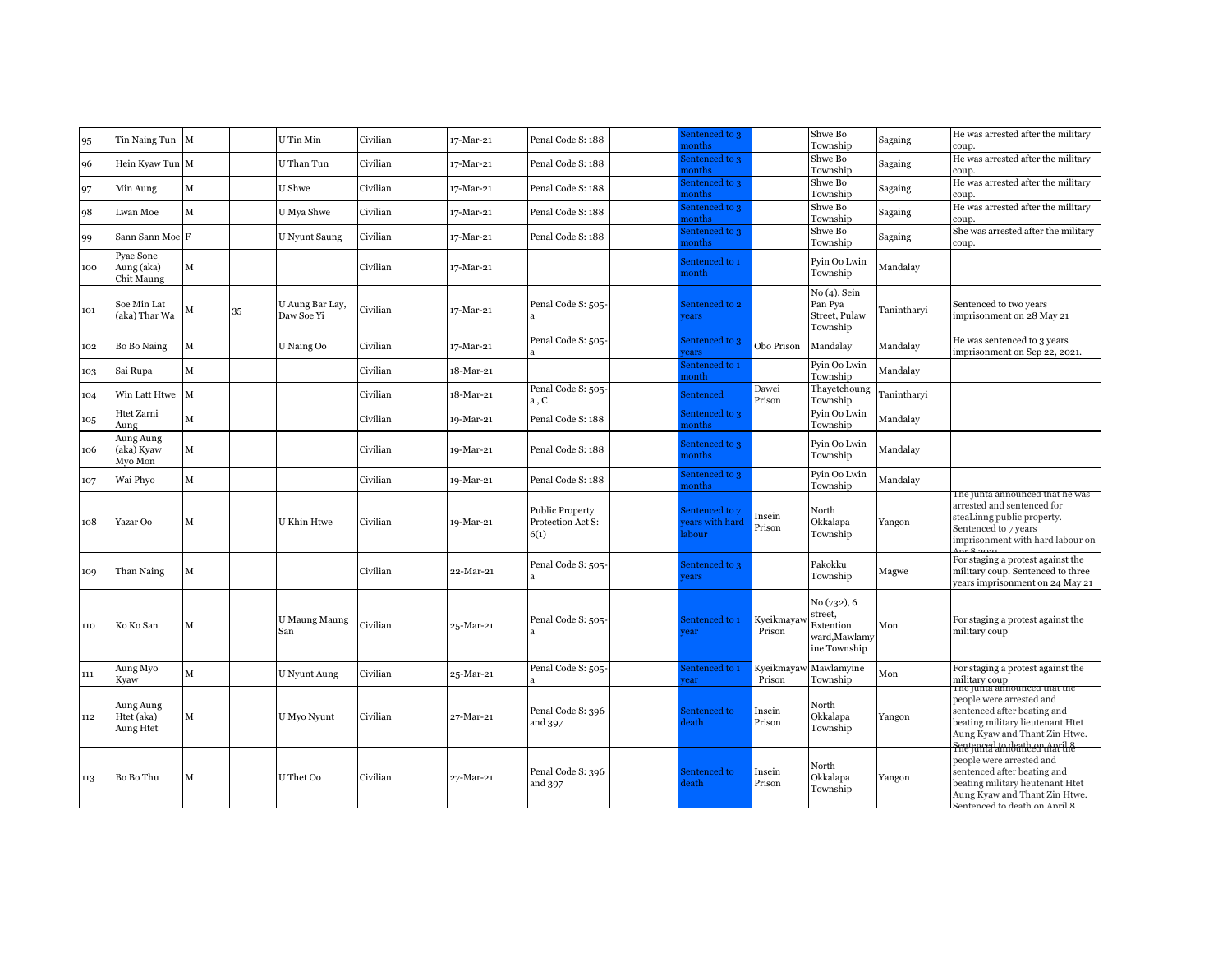| | | | | | | | | | | | | | |
|---|---|---|---|---|---|---|---|---|---|---|---|---|---|
| 95 | Tin Naing Tun | M | | U Tin Min | Civilian | 17-Mar-21 | Penal Code S: 188 | | Sentenced to 3 months | | Shwe Bo Township | Sagaing | He was arrested after the military coup. |
| 96 | Hein Kyaw Tun | M | | U Than Tun | Civilian | 17-Mar-21 | Penal Code S: 188 | | Sentenced to 3 months | | Shwe Bo Township | Sagaing | He was arrested after the military coup. |
| 97 | Min Aung | M | | U Shwe | Civilian | 17-Mar-21 | Penal Code S: 188 | | Sentenced to 3 months | | Shwe Bo Township | Sagaing | He was arrested after the military coup. |
| 98 | Lwan Moe | M | | U Mya Shwe | Civilian | 17-Mar-21 | Penal Code S: 188 | | Sentenced to 3 months | | Shwe Bo Township | Sagaing | He was arrested after the military coup. |
| 99 | Sann Sann Moe | F | | U Nyunt Saung | Civilian | 17-Mar-21 | Penal Code S: 188 | | Sentenced to 3 months | | Shwe Bo Township | Sagaing | She was arrested after the military coup. |
| 100 | Pyae Sone Aung (aka) Chit Maung | M | | | Civilian | 17-Mar-21 | | | Sentenced to 1 month | | Pyin Oo Lwin Township | Mandalay | |
| 101 | Soe Min Lat (aka) Thar Wa | M | 35 | U Aung Bar Lay, Daw Soe Yi | Civilian | 17-Mar-21 | Penal Code S: 505-a | | Sentenced to 2 years | | No (4), Sein Pan Pya Street, Pulaw Township | Tanintharyi | Sentenced to two years imprisonment on 28 May 21 |
| 102 | Bo Bo Naing | M | | U Naing Oo | Civilian | 17-Mar-21 | Penal Code S: 505-a | | Sentenced to 3 years | Obo Prison | Mandalay | Mandalay | He was sentenced to 3 years imprisonment on Sep 22, 2021. |
| 103 | Sai Rupa | M | | | Civilian | 18-Mar-21 | | | Sentenced to 1 month | | Pyin Oo Lwin Township | Mandalay | |
| 104 | Win Latt Htwe | M | | | Civilian | 18-Mar-21 | Penal Code S: 505-a , C | | Sentenced | Dawei Prison | Thayetchoung Township | Tanintharyi | |
| 105 | Htet Zarni Aung | M | | | Civilian | 19-Mar-21 | Penal Code S: 188 | | Sentenced to 3 months | | Pyin Oo Lwin Township | Mandalay | |
| 106 | Aung Aung (aka) Kyaw Myo Mon | M | | | Civilian | 19-Mar-21 | Penal Code S: 188 | | Sentenced to 3 months | | Pyin Oo Lwin Township | Mandalay | |
| 107 | Wai Phyo | M | | | Civilian | 19-Mar-21 | Penal Code S: 188 | | Sentenced to 3 months | | Pyin Oo Lwin Township | Mandalay | |
| 108 | Yazar Oo | M | | U Khin Htwe | Civilian | 19-Mar-21 | Public Property Protection Act S: 6(1) | | Sentenced to 7 years with hard labour | Insein Prison | North Okkalapa Township | Yangon | The junta announced that he was arrested and sentenced for steaLinng public property. Sentenced to 7 years imprisonment with hard labour on Apr 8 2021 |
| 109 | Than Naing | M | | | Civilian | 22-Mar-21 | Penal Code S: 505-a | | Sentenced to 3 years | | Pakokku Township | Magwe | For staging a protest against the military coup. Sentenced to three years imprisonment on 24 May 21 |
| 110 | Ko Ko San | M | | U Maung Maung San | Civilian | 25-Mar-21 | Penal Code S: 505-a | | Sentenced to 1 year | Kyeikmayaw Prison | No (732), 6 street, Extention ward,Mawlamyine Township | Mon | For staging a protest against the military coup |
| 111 | Aung Myo Kyaw | M | | U Nyunt Aung | Civilian | 25-Mar-21 | Penal Code S: 505-a | | Sentenced to 1 year | Kyeikmayaw Prison | Mawlamyine Township | Mon | For staging a protest against the military coup |
| 112 | Aung Aung Htet (aka) Aung Htet | M | | U Myo Nyunt | Civilian | 27-Mar-21 | Penal Code S: 396 and 397 | | Sentenced to death | Insein Prison | North Okkalapa Township | Yangon | The junta announced that the people were arrested and sentenced after beating and beating military lieutenant Htet Aung Kyaw and Thant Zin Htwe. Sentenced to death on April 8 |
| 113 | Bo Bo Thu | M | | U Thet Oo | Civilian | 27-Mar-21 | Penal Code S: 396 and 397 | | Sentenced to death | Insein Prison | North Okkalapa Township | Yangon | The junta announced that the people were arrested and sentenced after beating and beating military lieutenant Htet Aung Kyaw and Thant Zin Htwe. Sentenced to death on April 8 |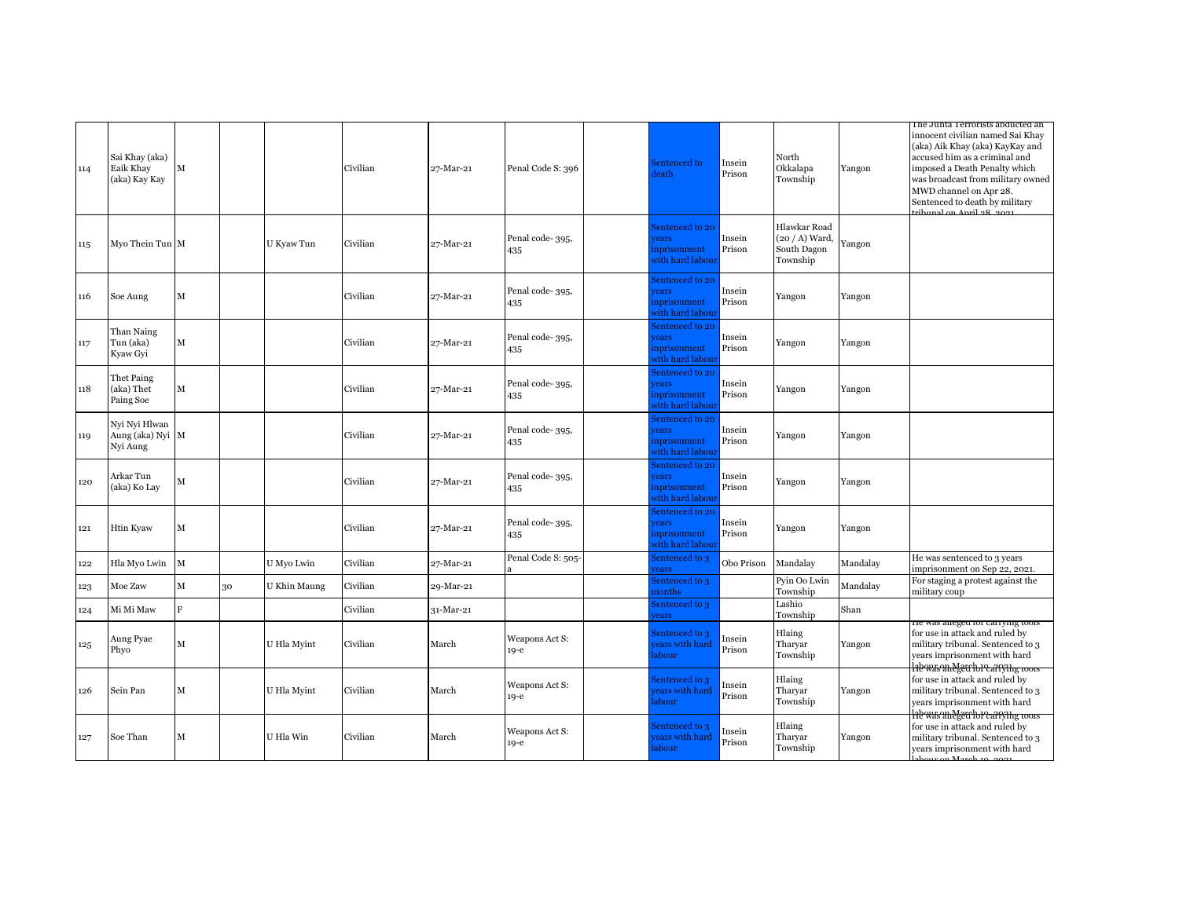| | | | | | | | | | | | | | |
|---|---|---|---|---|---|---|---|---|---|---|---|---|---|
| 114 | Sai Khay (aka) Eaik Khay (aka) Kay Kay | M | | | Civilian | 27-Mar-21 | Penal Code S: 396 | | Sentenced to death | Insein Prison | North Okkalapa Township | Yangon | The Junta Terrorists abducted an innocent civilian named Sai Khay (aka) Aik Khay (aka) KayKay and accused him as a criminal and imposed a Death Penalty which was broadcast from military owned MWD channel on Apr 28. Sentenced to death by military tribunal on April 28, 2021 |
| 115 | Myo Thein Tun | M | | U Kyaw Tun | Civilian | 27-Mar-21 | Penal code- 395, 435 | | Sentenced to 20 years inprisonment with hard labour | Insein Prison | Hlawkar Road (20 / A) Ward, South Dagon Township | Yangon | |
| 116 | Soe Aung | M | | | Civilian | 27-Mar-21 | Penal code- 395, 435 | | Sentenced to 20 years inprisonment with hard labour | Insein Prison | Yangon | Yangon | |
| 117 | Than Naing Tun (aka) Kyaw Gyi | M | | | Civilian | 27-Mar-21 | Penal code- 395, 435 | | Sentenced to 20 years inprisonment with hard labour | Insein Prison | Yangon | Yangon | |
| 118 | Thet Paing (aka) Thet Paing Soe | M | | | Civilian | 27-Mar-21 | Penal code- 395, 435 | | Sentenced to 20 years inprisonment with hard labour | Insein Prison | Yangon | Yangon | |
| 119 | Nyi Nyi Hlwan Aung (aka) Nyi Nyi Aung | M | | | Civilian | 27-Mar-21 | Penal code- 395, 435 | | Sentenced to 20 years inprisonment with hard labour | Insein Prison | Yangon | Yangon | |
| 120 | Arkar Tun (aka) Ko Lay | M | | | Civilian | 27-Mar-21 | Penal code- 395, 435 | | Sentenced to 20 years inprisonment with hard labour | Insein Prison | Yangon | Yangon | |
| 121 | Htin Kyaw | M | | | Civilian | 27-Mar-21 | Penal code- 395, 435 | | Sentenced to 20 years inprisonment with hard labour | Insein Prison | Yangon | Yangon | |
| 122 | Hla Myo Lwin | M | | U Myo Lwin | Civilian | 27-Mar-21 | Penal Code S: 505-a | | Sentenced to 3 years | Obo Prison | Mandalay | Mandalay | He was sentenced to 3 years imprisonment on Sep 22, 2021. |
| 123 | Moe Zaw | M | 30 | U Khin Maung | Civilian | 29-Mar-21 | | | Sentenced to 3 months | | Pyin Oo Lwin Township | Mandalay | For staging a protest against the military coup |
| 124 | Mi Mi Maw | F | | | Civilian | 31-Mar-21 | | | Sentenced to 3 years | | Lashio Township | Shan | |
| 125 | Aung Pyae Phyo | M | | U Hla Myint | Civilian | March | Weapons Act S: 19-e | | Sentenced to 3 years with hard labour | Insein Prison | Hlaing Tharyar Township | Yangon | He was alleged for carrying tools for use in attack and ruled by military tribunal. Sentenced to 3 years imprisonment with hard labour on March 19, 2021 |
| 126 | Sein Pan | M | | U Hla Myint | Civilian | March | Weapons Act S: 19-e | | Sentenced to 3 years with hard labour | Insein Prison | Hlaing Tharyar Township | Yangon | He was alleged for carrying tools for use in attack and ruled by military tribunal. Sentenced to 3 years imprisonment with hard labour on March 19, 2021 |
| 127 | Soe Than | M | | U Hla Win | Civilian | March | Weapons Act S: 19-e | | Sentenced to 3 years with hard labour | Insein Prison | Hlaing Tharyar Township | Yangon | He was alleged for carrying tools for use in attack and ruled by military tribunal. Sentenced to 3 years imprisonment with hard labour on March 19, 2021 |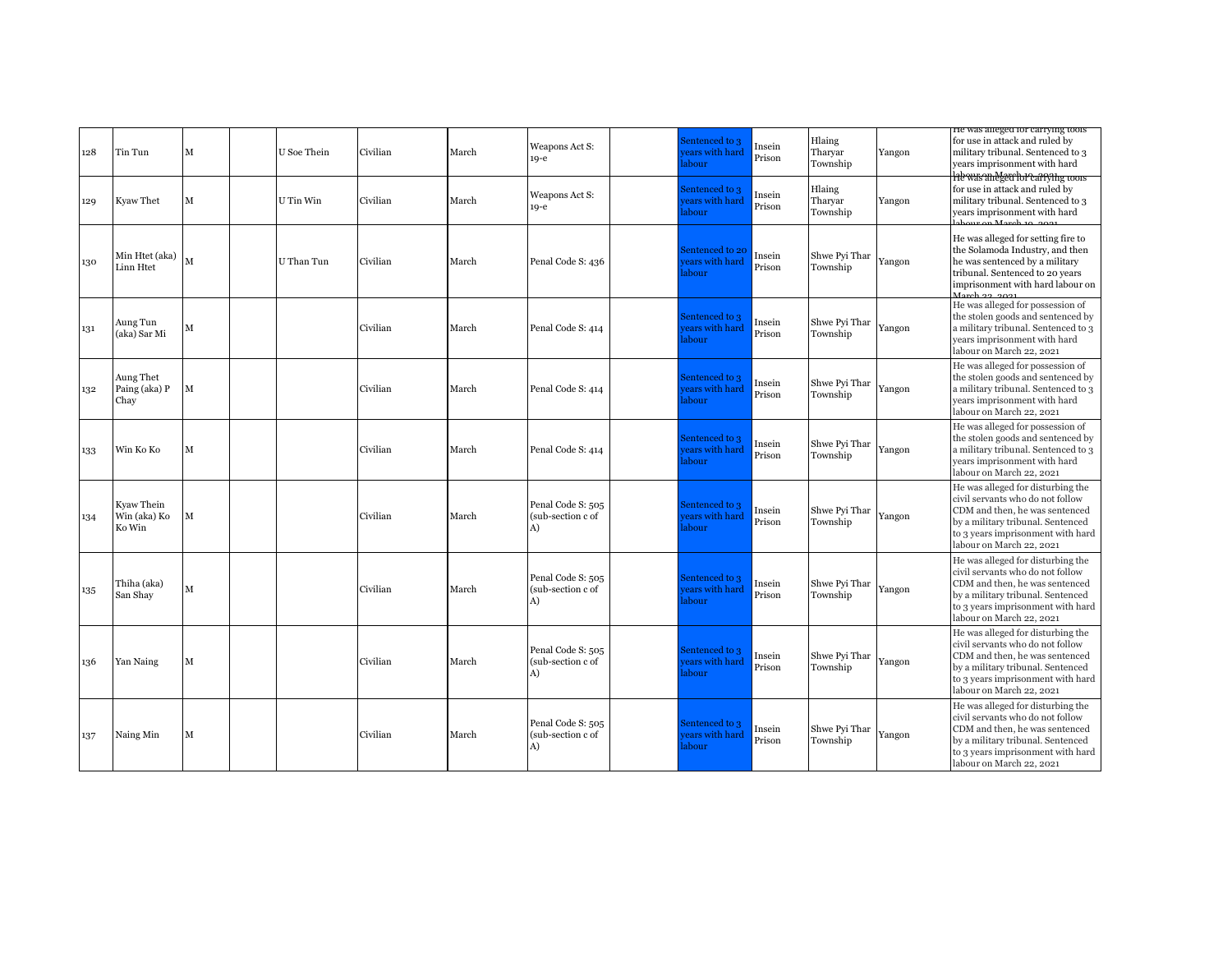| 128 | Tin Tun | M | | U Soe Thein | Civilian | March | Weapons Act S: 19-e | | Sentenced to 3 years with hard labour | Insein Prison | Hlaing Tharyar Township | Yangon | He was alleged for carrying tools for use in attack and ruled by military tribunal. Sentenced to 3 years imprisonment with hard labour on March 19, 2021 |
|---|---|---|---|---|---|---|---|---|---|---|---|---|---|
| 129 | Kyaw Thet | M | | U Tin Win | Civilian | March | Weapons Act S: 19-e | | Sentenced to 3 years with hard labour | Insein Prison | Hlaing Tharyar Township | Yangon | He was alleged for carrying tools for use in attack and ruled by military tribunal. Sentenced to 3 years imprisonment with hard labour on March 19, 2021 |
| 130 | Min Htet (aka) Linn Htet | M | | U Than Tun | Civilian | March | Penal Code S: 436 | | Sentenced to 20 years with hard labour | Insein Prison | Shwe Pyi Thar Township | Yangon | He was alleged for setting fire to the Solamoda Industry, and then he was sentenced by a military tribunal. Sentenced to 20 years imprisonment with hard labour on March 22, 2021 |
| 131 | Aung Tun (aka) Sar Mi | M | | | Civilian | March | Penal Code S: 414 | | Sentenced to 3 years with hard labour | Insein Prison | Shwe Pyi Thar Township | Yangon | He was alleged for possession of the stolen goods and sentenced by a military tribunal. Sentenced to 3 years imprisonment with hard labour on March 22, 2021 |
| 132 | Aung Thet Paing (aka) P Chay | M | | | Civilian | March | Penal Code S: 414 | | Sentenced to 3 years with hard labour | Insein Prison | Shwe Pyi Thar Township | Yangon | He was alleged for possession of the stolen goods and sentenced by a military tribunal. Sentenced to 3 years imprisonment with hard labour on March 22, 2021 |
| 133 | Win Ko Ko | M | | | Civilian | March | Penal Code S: 414 | | Sentenced to 3 years with hard labour | Insein Prison | Shwe Pyi Thar Township | Yangon | He was alleged for possession of the stolen goods and sentenced by a military tribunal. Sentenced to 3 years imprisonment with hard labour on March 22, 2021 |
| 134 | Kyaw Thein Win (aka) Ko Ko Win | M | | | Civilian | March | Penal Code S: 505 (sub-section c of A) | | Sentenced to 3 years with hard labour | Insein Prison | Shwe Pyi Thar Township | Yangon | He was alleged for disturbing the civil servants who do not follow CDM and then, he was sentenced by a military tribunal. Sentenced to 3 years imprisonment with hard labour on March 22, 2021 |
| 135 | Thiha (aka) San Shay | M | | | Civilian | March | Penal Code S: 505 (sub-section c of A) | | Sentenced to 3 years with hard labour | Insein Prison | Shwe Pyi Thar Township | Yangon | He was alleged for disturbing the civil servants who do not follow CDM and then, he was sentenced by a military tribunal. Sentenced to 3 years imprisonment with hard labour on March 22, 2021 |
| 136 | Yan Naing | M | | | Civilian | March | Penal Code S: 505 (sub-section c of A) | | Sentenced to 3 years with hard labour | Insein Prison | Shwe Pyi Thar Township | Yangon | He was alleged for disturbing the civil servants who do not follow CDM and then, he was sentenced by a military tribunal. Sentenced to 3 years imprisonment with hard labour on March 22, 2021 |
| 137 | Naing Min | M | | | Civilian | March | Penal Code S: 505 (sub-section c of A) | | Sentenced to 3 years with hard labour | Insein Prison | Shwe Pyi Thar Township | Yangon | He was alleged for disturbing the civil servants who do not follow CDM and then, he was sentenced by a military tribunal. Sentenced to 3 years imprisonment with hard labour on March 22, 2021 |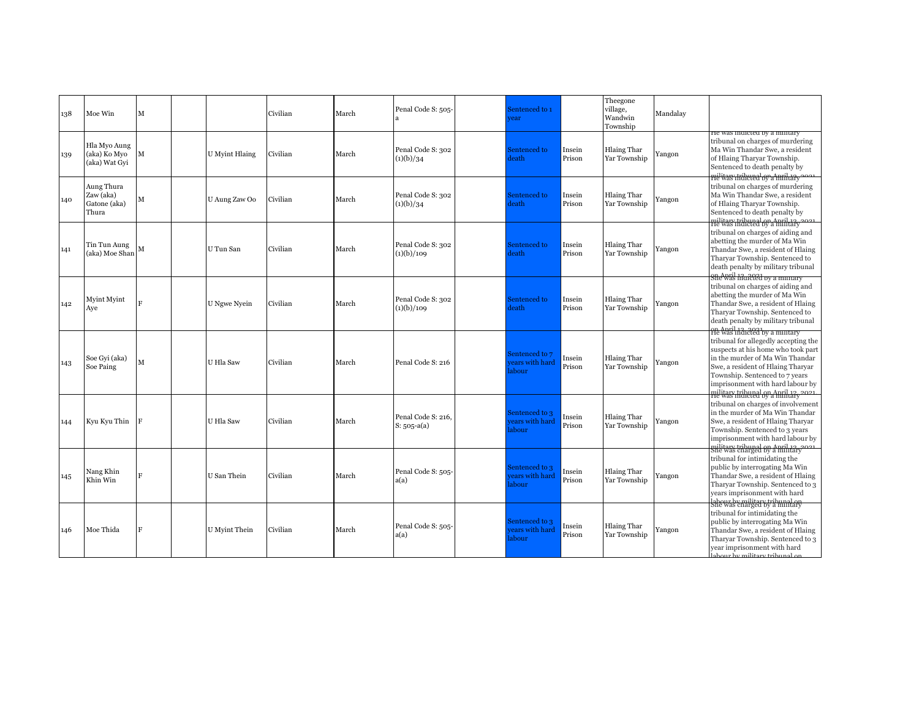| 138 | Moe Win | M | | | Civilian | March | Penal Code S: 505-a | | Sentenced to 1 year | | Theegone village, Wandwin Township | Mandalay | |
|---|---|---|---|---|---|---|---|---|---|---|---|---|---|
| 139 | Hla Myo Aung (aka) Ko Myo (aka) Wat Gyi | M | | U Myint Hlaing | Civilian | March | Penal Code S: 302 (1)(b)/34 | | Sentenced to death | Insein Prison | Hlaing Thar Yar Township | Yangon | He was indicted by a military tribunal on charges of murdering Ma Win Thandar Swe, a resident of Hlaing Tharyar Township. Sentenced to death penalty by military tribunal on April 12, 2021 |
| 140 | Aung Thura Zaw (aka) Gatone (aka) Thura | M | | U Aung Zaw Oo | Civilian | March | Penal Code S: 302 (1)(b)/34 | | Sentenced to death | Insein Prison | Hlaing Thar Yar Township | Yangon | He was indicted by a military tribunal on charges of murdering Ma Win Thandar Swe, a resident of Hlaing Tharyar Township. Sentenced to death penalty by military tribunal on April 12, 2021 |
| 141 | Tin Tun Aung (aka) Moe Shan | M | | U Tun San | Civilian | March | Penal Code S: 302 (1)(b)/109 | | Sentenced to death | Insein Prison | Hlaing Thar Yar Township | Yangon | He was indicted by a military tribunal on charges of aiding and abetting the murder of Ma Win Thandar Swe, a resident of Hlaing Tharyar Township. Sentenced to death penalty by military tribunal on April 12, 2021 |
| 142 | Myint Myint Aye | F | | U Ngwe Nyein | Civilian | March | Penal Code S: 302 (1)(b)/109 | | Sentenced to death | Insein Prison | Hlaing Thar Yar Township | Yangon | She was indicted by a military tribunal on charges of aiding and abetting the murder of Ma Win Thandar Swe, a resident of Hlaing Tharyar Township. Sentenced to death penalty by military tribunal on April 12, 2021 |
| 143 | Soe Gyi (aka) Soe Paing | M | | U Hla Saw | Civilian | March | Penal Code S: 216 | | Sentenced to 7 years with hard labour | Insein Prison | Hlaing Thar Yar Township | Yangon | He was indicted by a military tribunal for allegedly accepting the suspects at his home who took part in the murder of Ma Win Thandar Swe, a resident of Hlaing Tharyar Township. Sentenced to 7 years imprisonment with hard labour by military tribunal on April 12, 2021 |
| 144 | Kyu Kyu Thin | F | | U Hla Saw | Civilian | March | Penal Code S: 216, S: 505-a(a) | | Sentenced to 3 years with hard labour | Insein Prison | Hlaing Thar Yar Township | Yangon | He was indicted by a military tribunal on charges of involvement in the murder of Ma Win Thandar Swe, a resident of Hlaing Tharyar Township. Sentenced to 3 years imprisonment with hard labour by military tribunal on April 12, 2021 |
| 145 | Nang Khin Khin Win | F | | U San Thein | Civilian | March | Penal Code S: 505-a(a) | | Sentenced to 3 years with hard labour | Insein Prison | Hlaing Thar Yar Township | Yangon | She was charged by a military tribunal for intimidating the public by interrogating Ma Win Thandar Swe, a resident of Hlaing Tharyar Township. Sentenced to 3 years imprisonment with hard labour by military tribunal on |
| 146 | Moe Thida | F | | U Myint Thein | Civilian | March | Penal Code S: 505-a(a) | | Sentenced to 3 years with hard labour | Insein Prison | Hlaing Thar Yar Township | Yangon | She was charged by a military tribunal for intimidating the public by interrogating Ma Win Thandar Swe, a resident of Hlaing Tharyar Township. Sentenced to 3 year imprisonment with hard labour by military tribunal on |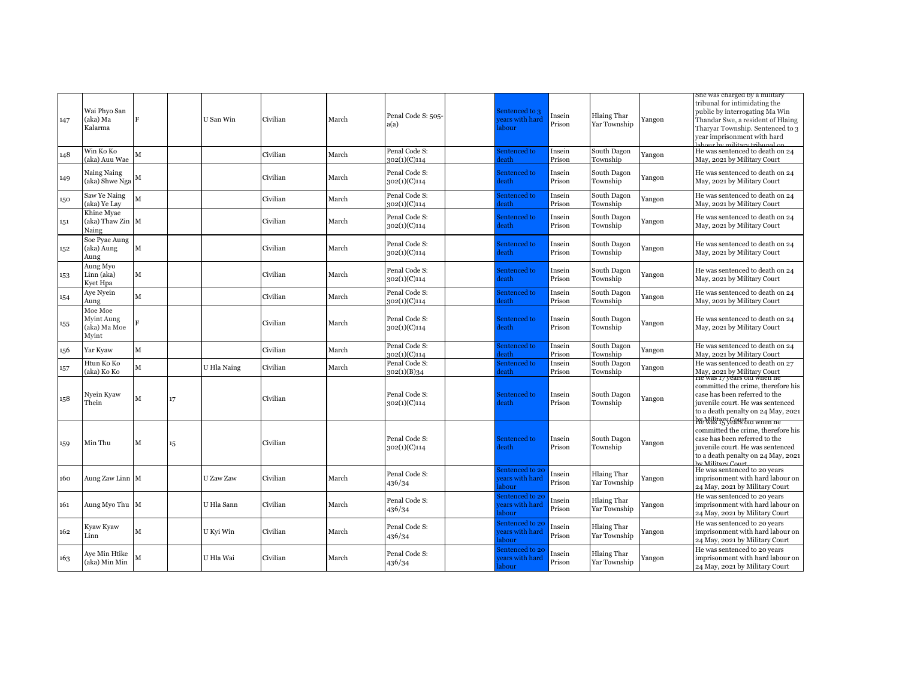| | | | | | | | | | | | | |
|---|---|---|---|---|---|---|---|---|---|---|---|---|
| 147 | Wai Phyo San (aka) Ma Kalarma | F | | U San Win | Civilian | March | Penal Code S: 505-a(a) | | Sentenced to 3 years with hard labour | Insein Prison | Hlaing Thar Yar Township | Yangon | She was charged by a military tribunal for intimidating the public by interrogating Ma Win Thandar Swe, a resident of Hlaing Tharyar Township. Sentenced to 3 year imprisonment with hard labour by military tribunal on |
| 148 | Win Ko Ko (aka) Auu Wae | M | | | Civilian | March | Penal Code S: 302(1)(C)114 | | Sentenced to death | Insein Prison | South Dagon Township | Yangon | He was sentenced to death on 24 May, 2021 by Military Court |
| 149 | Naing Naing (aka) Shwe Nga | M | | | Civilian | March | Penal Code S: 302(1)(C)114 | | Sentenced to death | Insein Prison | South Dagon Township | Yangon | He was sentenced to death on 24 May, 2021 by Military Court |
| 150 | Saw Ye Naing (aka) Ye Lay | M | | | Civilian | March | Penal Code S: 302(1)(C)114 | | Sentenced to death | Insein Prison | South Dagon Township | Yangon | He was sentenced to death on 24 May, 2021 by Military Court |
| 151 | Khine Myae (aka) Thaw Zin Naing | M | | | Civilian | March | Penal Code S: 302(1)(C)114 | | Sentenced to death | Insein Prison | South Dagon Township | Yangon | He was sentenced to death on 24 May, 2021 by Military Court |
| 152 | Soe Pyae Aung (aka) Aung Aung | M | | | Civilian | March | Penal Code S: 302(1)(C)114 | | Sentenced to death | Insein Prison | South Dagon Township | Yangon | He was sentenced to death on 24 May, 2021 by Military Court |
| 153 | Aung Myo Linn (aka) Kyet Hpa | M | | | Civilian | March | Penal Code S: 302(1)(C)114 | | Sentenced to death | Insein Prison | South Dagon Township | Yangon | He was sentenced to death on 24 May, 2021 by Military Court |
| 154 | Aye Nyein Aung | M | | | Civilian | March | Penal Code S: 302(1)(C)114 | | Sentenced to death | Insein Prison | South Dagon Township | Yangon | He was sentenced to death on 24 May, 2021 by Military Court |
| 155 | Moe Moe Myint Aung (aka) Ma Moe Myint | F | | | Civilian | March | Penal Code S: 302(1)(C)114 | | Sentenced to death | Insein Prison | South Dagon Township | Yangon | He was sentenced to death on 24 May, 2021 by Military Court |
| 156 | Yar Kyaw | M | | | Civilian | March | Penal Code S: 302(1)(C)114 | | Sentenced to death | Insein Prison | South Dagon Township | Yangon | He was sentenced to death on 24 May, 2021 by Military Court |
| 157 | Htun Ko Ko (aka) Ko Ko | M | | U Hla Naing | Civilian | March | Penal Code S: 302(1)(B)34 | | Sentenced to death | Insein Prison | South Dagon Township | Yangon | He was sentenced to death on 27 May, 2021 by Military Court |
| 158 | Nyein Kyaw Thein | M | 17 | | Civilian | | Penal Code S: 302(1)(C)114 | | Sentenced to death | Insein Prison | South Dagon Township | Yangon | He was 17 years old when he committed the crime, therefore his case has been referred to the juvenile court. He was sentenced to a death penalty on 24 May, 2021 by Military Court |
| 159 | Min Thu | M | 15 | | Civilian | | Penal Code S: 302(1)(C)114 | | Sentenced to death | Insein Prison | South Dagon Township | Yangon | He was 15 years old when he committed the crime, therefore his case has been referred to the juvenile court. He was sentenced to a death penalty on 24 May, 2021 by Military Court |
| 160 | Aung Zaw Linn | M | | U Zaw Zaw | Civilian | March | Penal Code S: 436/34 | | Sentenced to 20 years with hard labour | Insein Prison | Hlaing Thar Yar Township | Yangon | He was sentenced to 20 years imprisonment with hard labour on 24 May, 2021 by Military Court |
| 161 | Aung Myo Thu | M | | U Hla Sann | Civilian | March | Penal Code S: 436/34 | | Sentenced to 20 years with hard labour | Insein Prison | Hlaing Thar Yar Township | Yangon | He was sentenced to 20 years imprisonment with hard labour on 24 May, 2021 by Military Court |
| 162 | Kyaw Kyaw Linn | M | | U Kyi Win | Civilian | March | Penal Code S: 436/34 | | Sentenced to 20 years with hard labour | Insein Prison | Hlaing Thar Yar Township | Yangon | He was sentenced to 20 years imprisonment with hard labour on 24 May, 2021 by Military Court |
| 163 | Aye Min Htike (aka) Min Min | M | | U Hla Wai | Civilian | March | Penal Code S: 436/34 | | Sentenced to 20 years with hard labour | Insein Prison | Hlaing Thar Yar Township | Yangon | He was sentenced to 20 years imprisonment with hard labour on 24 May, 2021 by Military Court |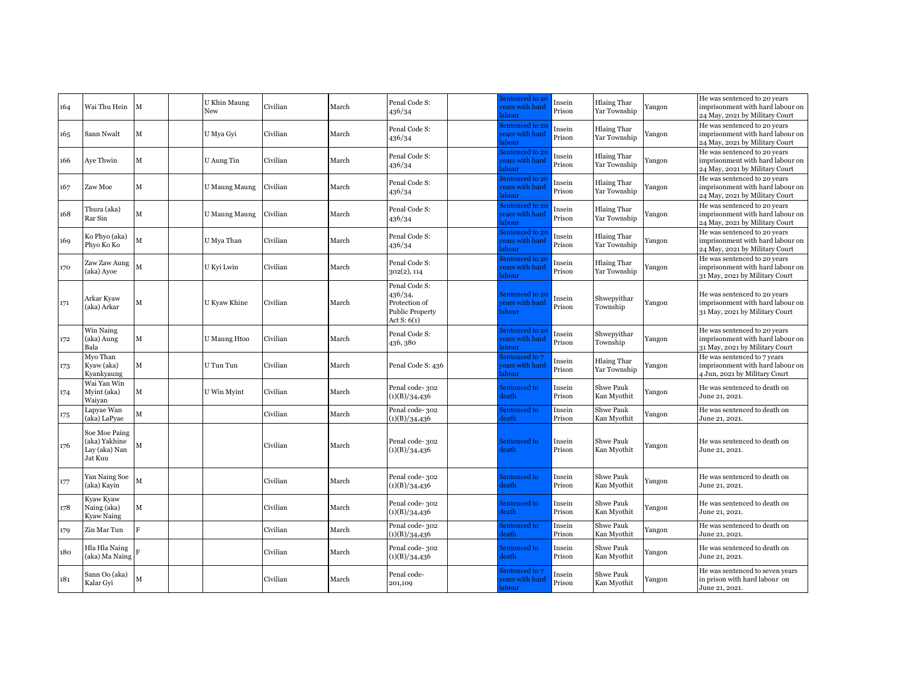| | | | | | | | | | | | | | |
|---|---|---|---|---|---|---|---|---|---|---|---|---|---|
| 164 | Wai Thu Hein | M | | U Khin Maung New | Civilian | March | Penal Code S: 436/34 | | Sentenced to 20 years with hard labour | Insein Prison | Hlaing Thar Yar Township | Yangon | He was sentenced to 20 years imprisonment with hard labour on 24 May, 2021 by Military Court |
| 165 | Sann Nwalt | M | | U Mya Gyi | Civilian | March | Penal Code S: 436/34 | | Sentenced to 20 years with hard labour | Insein Prison | Hlaing Thar Yar Township | Yangon | He was sentenced to 20 years imprisonment with hard labour on 24 May, 2021 by Military Court |
| 166 | Aye Thwin | M | | U Aung Tin | Civilian | March | Penal Code S: 436/34 | | Sentenced to 20 years with hard labour | Insein Prison | Hlaing Thar Yar Township | Yangon | He was sentenced to 20 years imprisonment with hard labour on 24 May, 2021 by Military Court |
| 167 | Zaw Moe | M | | U Maung Maung | Civilian | March | Penal Code S: 436/34 | | Sentenced to 20 years with hard labour | Insein Prison | Hlaing Thar Yar Township | Yangon | He was sentenced to 20 years imprisonment with hard labour on 24 May, 2021 by Military Court |
| 168 | Thura (aka) Rar Sin | M | | U Maung Maung | Civilian | March | Penal Code S: 436/34 | | Sentenced to 20 years with hard labour | Insein Prison | Hlaing Thar Yar Township | Yangon | He was sentenced to 20 years imprisonment with hard labour on 24 May, 2021 by Military Court |
| 169 | Ko Phyo (aka) Phyo Ko Ko | M | | U Mya Than | Civilian | March | Penal Code S: 436/34 | | Sentenced to 20 years with hard labour | Insein Prison | Hlaing Thar Yar Township | Yangon | He was sentenced to 20 years imprisonment with hard labour on 24 May, 2021 by Military Court |
| 170 | Zaw Zaw Aung (aka) Ayoe | M | | U Kyi Lwin | Civilian | March | Penal Code S: 302(2), 114 | | Sentenced to 20 years with hard labour | Insein Prison | Hlaing Thar Yar Township | Yangon | He was sentenced to 20 years imprisonment with hard labour on 31 May, 2021 by Military Court |
| 171 | Arkar Kyaw (aka) Arkar | M | | U Kyaw Khine | Civilian | March | Penal Code S: 436/34, Protection of Public Property Act S: 6(1) | | Sentenced to 20 years with hard labour | Insein Prison | Shwepyithar Township | Yangon | He was sentenced to 20 years imprisonment with hard labour on 31 May, 2021 by Military Court |
| 172 | Win Naing (aka) Aung Bala | M | | U Maung Htoo | Civilian | March | Penal Code S: 436, 380 | | Sentenced to 20 years with hard labour | Insein Prison | Shwepyithar Township | Yangon | He was sentenced to 20 years imprisonment with hard labour on 31 May, 2021 by Military Court |
| 173 | Myo Than Kyaw (aka) Kyankyaung | M | | U Tun Tun | Civilian | March | Penal Code S: 436 | | Sentenced to 7 years with hard labour | Insein Prison | Hlaing Thar Yar Township | Yangon | He was sentenced to 7 years imprisonment with hard labour on 4 Jun, 2021 by Military Court |
| 174 | Wai Yan Win Myint (aka) Waiyan | M | | U Win Myint | Civilian | March | Penal code- 302 (1)(B)/34,436 | | Sentenced to death | Insein Prison | Shwe Pauk Kan Myothit | Yangon | He was sentenced to death on June 21, 2021. |
| 175 | Lapyae Wan (aka) LaPyae | M | | | Civilian | March | Penal code- 302 (1)(B)/34,436 | | Sentenced to death | Insein Prison | Shwe Pauk Kan Myothit | Yangon | He was sentenced to death on June 21, 2021. |
| 176 | Soe Moe Paing (aka) Yakhine Lay (aka) Nan Jat Kuu | M | | | Civilian | March | Penal code- 302 (1)(B)/34,436 | | Sentenced to death | Insein Prison | Shwe Pauk Kan Myothit | Yangon | He was sentenced to death on June 21, 2021. |
| 177 | Yan Naing Soe (aka) Kayin | M | | | Civilian | March | Penal code- 302 (1)(B)/34,436 | | Sentenced to death | Insein Prison | Shwe Pauk Kan Myothit | Yangon | He was sentenced to death on June 21, 2021. |
| 178 | Kyaw Kyaw Naing (aka) Kyaw Naing | M | | | Civilian | March | Penal code- 302 (1)(B)/34,436 | | Sentenced to death | Insein Prison | Shwe Pauk Kan Myothit | Yangon | He was sentenced to death on June 21, 2021. |
| 179 | Zin Mar Tun | F | | | Civilian | March | Penal code- 302 (1)(B)/34,436 | | Sentenced to death | Insein Prison | Shwe Pauk Kan Myothit | Yangon | He was sentenced to death on June 21, 2021. |
| 180 | Hla Hla Naing (aka) Ma Naing | F | | | Civilian | March | Penal code- 302 (1)(B)/34,436 | | Sentenced to death | Insein Prison | Shwe Pauk Kan Myothit | Yangon | He was sentenced to death on June 21, 2021. |
| 181 | Sann Oo (aka) Kalar Gyi | M | | | Civilian | March | Penal code- 201,109 | | Sentenced to 7 years with hard labour | Insein Prison | Shwe Pauk Kan Myothit | Yangon | He was sentenced to seven years in prison with hard labour on June 21, 2021. |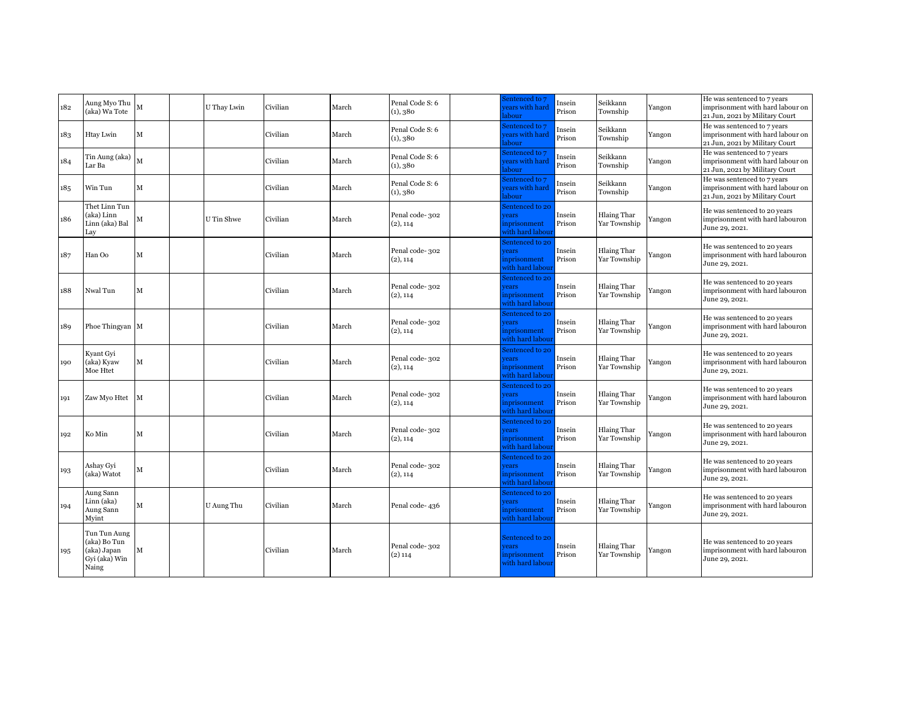| | | | | | | | | | | | | | |
|---|---|---|---|---|---|---|---|---|---|---|---|---|---|
| 182 | Aung Myo Thu (aka) Wa Tote | M | | U Thay Lwin | Civilian | March | Penal Code S: 6 (1), 380 | | Sentenced to 7 years with hard labour | Insein Prison | Seikkann Township | Yangon | He was sentenced to 7 years imprisonment with hard labour on 21 Jun, 2021 by Military Court |
| 183 | Htay Lwin | M | | | Civilian | March | Penal Code S: 6 (1), 380 | | Sentenced to 7 years with hard labour | Insein Prison | Seikkann Township | Yangon | He was sentenced to 7 years imprisonment with hard labour on 21 Jun, 2021 by Military Court |
| 184 | Tin Aung (aka) Lar Ba | M | | | Civilian | March | Penal Code S: 6 (1), 380 | | Sentenced to 7 years with hard labour | Insein Prison | Seikkann Township | Yangon | He was sentenced to 7 years imprisonment with hard labour on 21 Jun, 2021 by Military Court |
| 185 | Win Tun | M | | | Civilian | March | Penal Code S: 6 (1), 380 | | Sentenced to 7 years with hard labour | Insein Prison | Seikkann Township | Yangon | He was sentenced to 7 years imprisonment with hard labour on 21 Jun, 2021 by Military Court |
| 186 | Thet Linn Tun (aka) Linn Linn (aka) Bal Lay | M | | U Tin Shwe | Civilian | March | Penal code- 302 (2), 114 | | Sentenced to 20 years inprisonment with hard labour | Insein Prison | Hlaing Thar Yar Township | Yangon | He was sentenced to 20 years imprisonment with hard labouron June 29, 2021. |
| 187 | Han Oo | M | | | Civilian | March | Penal code- 302 (2), 114 | | Sentenced to 20 years inprisonment with hard labour | Insein Prison | Hlaing Thar Yar Township | Yangon | He was sentenced to 20 years imprisonment with hard labouron June 29, 2021. |
| 188 | Nwal Tun | M | | | Civilian | March | Penal code- 302 (2), 114 | | Sentenced to 20 years inprisonment with hard labour | Insein Prison | Hlaing Thar Yar Township | Yangon | He was sentenced to 20 years imprisonment with hard labouron June 29, 2021. |
| 189 | Phoe Thingyan | M | | | Civilian | March | Penal code- 302 (2), 114 | | Sentenced to 20 years inprisonment with hard labour | Insein Prison | Hlaing Thar Yar Township | Yangon | He was sentenced to 20 years imprisonment with hard labouron June 29, 2021. |
| 190 | Kyant Gyi (aka) Kyaw Moe Htet | M | | | Civilian | March | Penal code- 302 (2), 114 | | Sentenced to 20 years inprisonment with hard labour | Insein Prison | Hlaing Thar Yar Township | Yangon | He was sentenced to 20 years imprisonment with hard labouron June 29, 2021. |
| 191 | Zaw Myo Htet | M | | | Civilian | March | Penal code- 302 (2), 114 | | Sentenced to 20 years inprisonment with hard labour | Insein Prison | Hlaing Thar Yar Township | Yangon | He was sentenced to 20 years imprisonment with hard labouron June 29, 2021. |
| 192 | Ko Min | M | | | Civilian | March | Penal code- 302 (2), 114 | | Sentenced to 20 years inprisonment with hard labour | Insein Prison | Hlaing Thar Yar Township | Yangon | He was sentenced to 20 years imprisonment with hard labouron June 29, 2021. |
| 193 | Ashay Gyi (aka) Watot | M | | | Civilian | March | Penal code- 302 (2), 114 | | Sentenced to 20 years inprisonment with hard labour | Insein Prison | Hlaing Thar Yar Township | Yangon | He was sentenced to 20 years imprisonment with hard labouron June 29, 2021. |
| 194 | Aung Sann Linn (aka) Aung Sann Myint | M | | U Aung Thu | Civilian | March | Penal code- 436 | | Sentenced to 20 years inprisonment with hard labour | Insein Prison | Hlaing Thar Yar Township | Yangon | He was sentenced to 20 years imprisonment with hard labouron June 29, 2021. |
| 195 | Tun Tun Aung (aka) Bo Tun (aka) Japan Gyi (aka) Win Naing | M | | | Civilian | March | Penal code- 302 (2) 114 | | Sentenced to 20 years inprisonment with hard labour | Insein Prison | Hlaing Thar Yar Township | Yangon | He was sentenced to 20 years imprisonment with hard labouron June 29, 2021. |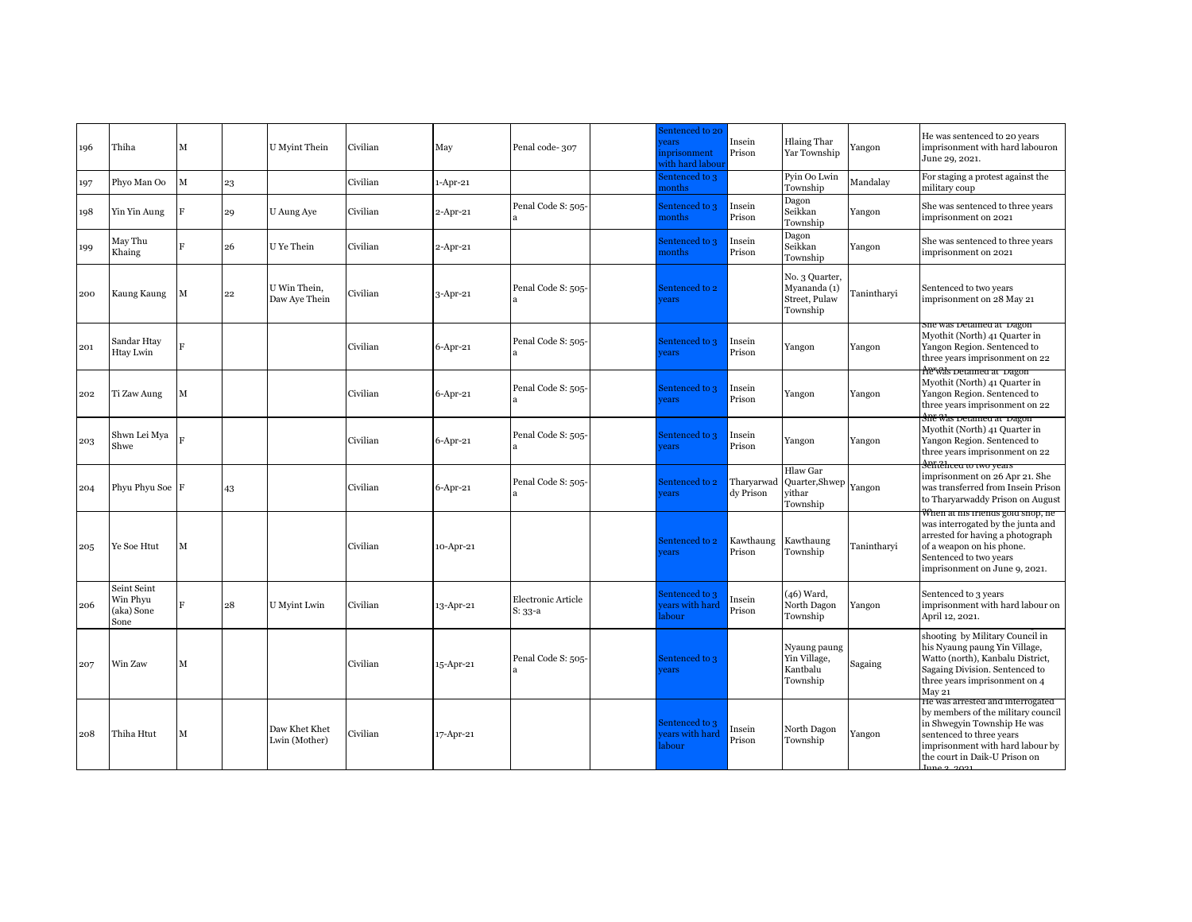| | | | | | | | | | | | | | |
|---|---|---|---|---|---|---|---|---|---|---|---|---|---|
| 196 | Thiha | M | | U Myint Thein | Civilian | May | Penal code- 307 | | Sentenced to 20 years inprisonment with hard labour | Insein Prison | Hlaing Thar Yar Township | Yangon | He was sentenced to 20 years imprisonment with hard labouron June 29, 2021. |
| 197 | Phyo Man Oo | M | 23 | | Civilian | 1-Apr-21 | | | Sentenced to 3 months | | Pyin Oo Lwin Township | Mandalay | For staging a protest against the military coup |
| 198 | Yin Yin Aung | F | 29 | U Aung Aye | Civilian | 2-Apr-21 | Penal Code S: 505-a | | Sentenced to 3 months | Insein Prison | Dagon Seikkan Township | Yangon | She was sentenced to three years imprisonment on 2021 |
| 199 | May Thu Khaing | F | 26 | U Ye Thein | Civilian | 2-Apr-21 | | | Sentenced to 3 months | Insein Prison | Dagon Seikkan Township | Yangon | She was sentenced to three years imprisonment on 2021 |
| 200 | Kaung Kaung | M | 22 | U Win Thein, Daw Aye Thein | Civilian | 3-Apr-21 | Penal Code S: 505-a | | Sentenced to 2 years | | No. 3 Quarter, Myananda (1) Street, Pulaw Township | Tanintharyi | Sentenced to two years imprisonment on 28 May 21 |
| 201 | Sandar Htay Htay Lwin | F | | | Civilian | 6-Apr-21 | Penal Code S: 505-a | | Sentenced to 3 years | Insein Prison | Yangon | Yangon | She was Detained at Dagon Myothit (North) 41 Quarter in Yangon Region. Sentenced to three years imprisonment on 22 Apr 21 |
| 202 | Ti Zaw Aung | M | | | Civilian | 6-Apr-21 | Penal Code S: 505-a | | Sentenced to 3 years | Insein Prison | Yangon | Yangon | He was Detained at Dagon Myothit (North) 41 Quarter in Yangon Region. Sentenced to three years imprisonment on 22 Apr 21 |
| 203 | Shwn Lei Mya Shwe | F | | | Civilian | 6-Apr-21 | Penal Code S: 505-a | | Sentenced to 3 years | Insein Prison | Yangon | Yangon | She was Detained at Dagon Myothit (North) 41 Quarter in Yangon Region. Sentenced to three years imprisonment on 22 Apr 21 |
| 204 | Phyu Phyu Soe | F | 43 | | Civilian | 6-Apr-21 | Penal Code S: 505-a | | Sentenced to 2 years | Tharyarwaddy Prison | Hlaw Gar Quarter,Shwepyithar Township | Yangon | Sentenced to two years imprisonment on 26 Apr 21. She was transferred from Insein Prison to Tharyarwaddy Prison on August 30 |
| 205 | Ye Soe Htut | M | | | Civilian | 10-Apr-21 | | | Sentenced to 2 years | Kawthaung Prison | Kawthaung Township | Tanintharyi | When at his friends gold shop, he was interrogated by the junta and arrested for having a photograph of a weapon on his phone. Sentenced to two years imprisonment on June 9, 2021. |
| 206 | Seint Seint Win Phyu (aka) Sone Sone | F | 28 | U Myint Lwin | Civilian | 13-Apr-21 | Electronic Article S: 33-a | | Sentenced to 3 years with hard labour | Insein Prison | (46) Ward, North Dagon Township | Yangon | Sentenced to 3 years imprisonment with hard labour on April 12, 2021. |
| 207 | Win Zaw | M | | | Civilian | 15-Apr-21 | Penal Code S: 505-a | | Sentenced to 3 years | | Nyaung paung Yin Village, Kantbalu Township | Sagaing | shooting by Military Council in his Nyaung paung Yin Village, Watto (north), Kanbalu District, Sagaing Division. Sentenced to three years imprisonment on 4 May 21 |
| 208 | Thiha Htut | M | | Daw Khet Khet Lwin (Mother) | Civilian | 17-Apr-21 | | | Sentenced to 3 years with hard labour | Insein Prison | North Dagon Township | Yangon | He was arrested and interrogated by members of the military council in Shwegyin Township He was sentenced to three years imprisonment with hard labour by the court in Daik-U Prison on June 3, 2021 |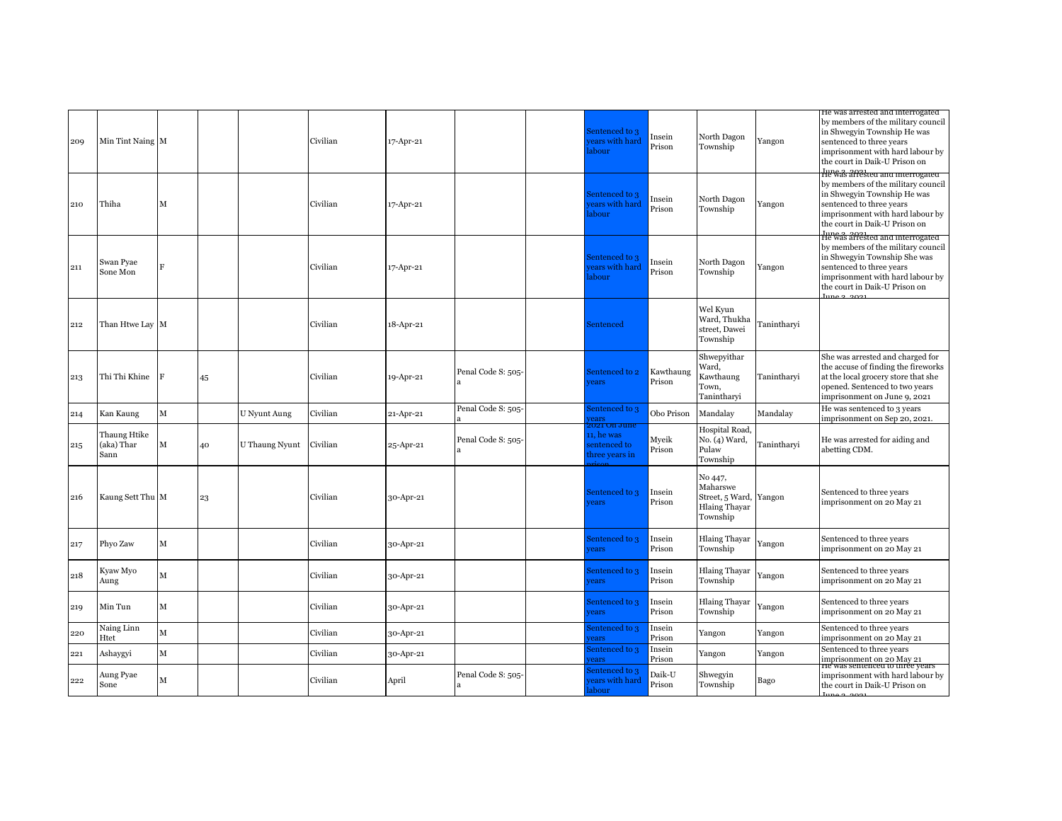| | | | | | | | | | | | | | |
|---|---|---|---|---|---|---|---|---|---|---|---|---|---|
| 209 | Min Tint Naing | M | | | Civilian | 17-Apr-21 | | | Sentenced to 3 years with hard labour | Insein Prison | North Dagon Township | Yangon | He was arrested and interrogated by members of the military council in Shwegyin Township He was sentenced to three years imprisonment with hard labour by the court in Daik-U Prison on June 2, 2021 |
| 210 | Thiha | M | | | Civilian | 17-Apr-21 | | | Sentenced to 3 years with hard labour | Insein Prison | North Dagon Township | Yangon | He was arrested and interrogated by members of the military council in Shwegyin Township He was sentenced to three years imprisonment with hard labour by the court in Daik-U Prison on June 2, 2021 |
| 211 | Swan Pyae Sone Mon | F | | | Civilian | 17-Apr-21 | | | Sentenced to 3 years with hard labour | Insein Prison | North Dagon Township | Yangon | He was arrested and interrogated by members of the military council in Shwegyin Township She was sentenced to three years imprisonment with hard labour by the court in Daik-U Prison on June 2, 2021 |
| 212 | Than Htwe Lay | M | | | Civilian | 18-Apr-21 | | | Sentenced | | Wel Kyun Ward, Thukha street, Dawei Township | Tanintharyi | |
| 213 | Thi Thi Khine | F | 45 | | Civilian | 19-Apr-21 | Penal Code S: 505-a | | Sentenced to 2 years | Kawthaung Prison | Shwepyithar Ward, Kawthaung Town, Tanintharyi | Tanintharyi | She was arrested and charged for the accuse of finding the fireworks at the local grocery store that she opened. Sentenced to two years imprisonment on June 9, 2021 |
| 214 | Kan Kaung | M | | U Nyunt Aung | Civilian | 21-Apr-21 | Penal Code S: 505-a | | Sentenced to 3 years | Obo Prison | Mandalay | Mandalay | He was sentenced to 3 years imprisonment on Sep 20, 2021. |
| 215 | Thaung Htike (aka) Thar Sann | M | 40 | U Thaung Nyunt | Civilian | 25-Apr-21 | Penal Code S: 505-a | | 2021 On June 11, he was sentenced to three years in prison | Myeik Prison | Hospital Road, No. (4) Ward, Pulaw Township | Tanintharyi | He was arrested for aiding and abetting CDM. |
| 216 | Kaung Sett Thu | M | 23 | | Civilian | 30-Apr-21 | | | Sentenced to 3 years | Insein Prison | No 447, Maharswe Street, 5 Ward, Hlaing Thayar Township | Yangon | Sentenced to three years imprisonment on 20 May 21 |
| 217 | Phyo Zaw | M | | | Civilian | 30-Apr-21 | | | Sentenced to 3 years | Insein Prison | Hlaing Thayar Township | Yangon | Sentenced to three years imprisonment on 20 May 21 |
| 218 | Kyaw Myo Aung | M | | | Civilian | 30-Apr-21 | | | Sentenced to 3 years | Insein Prison | Hlaing Thayar Township | Yangon | Sentenced to three years imprisonment on 20 May 21 |
| 219 | Min Tun | M | | | Civilian | 30-Apr-21 | | | Sentenced to 3 years | Insein Prison | Hlaing Thayar Township | Yangon | Sentenced to three years imprisonment on 20 May 21 |
| 220 | Naing Linn Htet | M | | | Civilian | 30-Apr-21 | | | Sentenced to 3 years | Insein Prison | Yangon | Yangon | Sentenced to three years imprisonment on 20 May 21 |
| 221 | Ashaygyi | M | | | Civilian | 30-Apr-21 | | | Sentenced to 3 years | Insein Prison | Yangon | Yangon | Sentenced to three years imprisonment on 20 May 21 |
| 222 | Aung Pyae Sone | M | | | Civilian | April | Penal Code S: 505-a | | Sentenced to 3 years with hard labour | Daik-U Prison | Shwegyin Township | Bago | He was sentenced to three years imprisonment with hard labour by the court in Daik-U Prison on June 2, 2021 |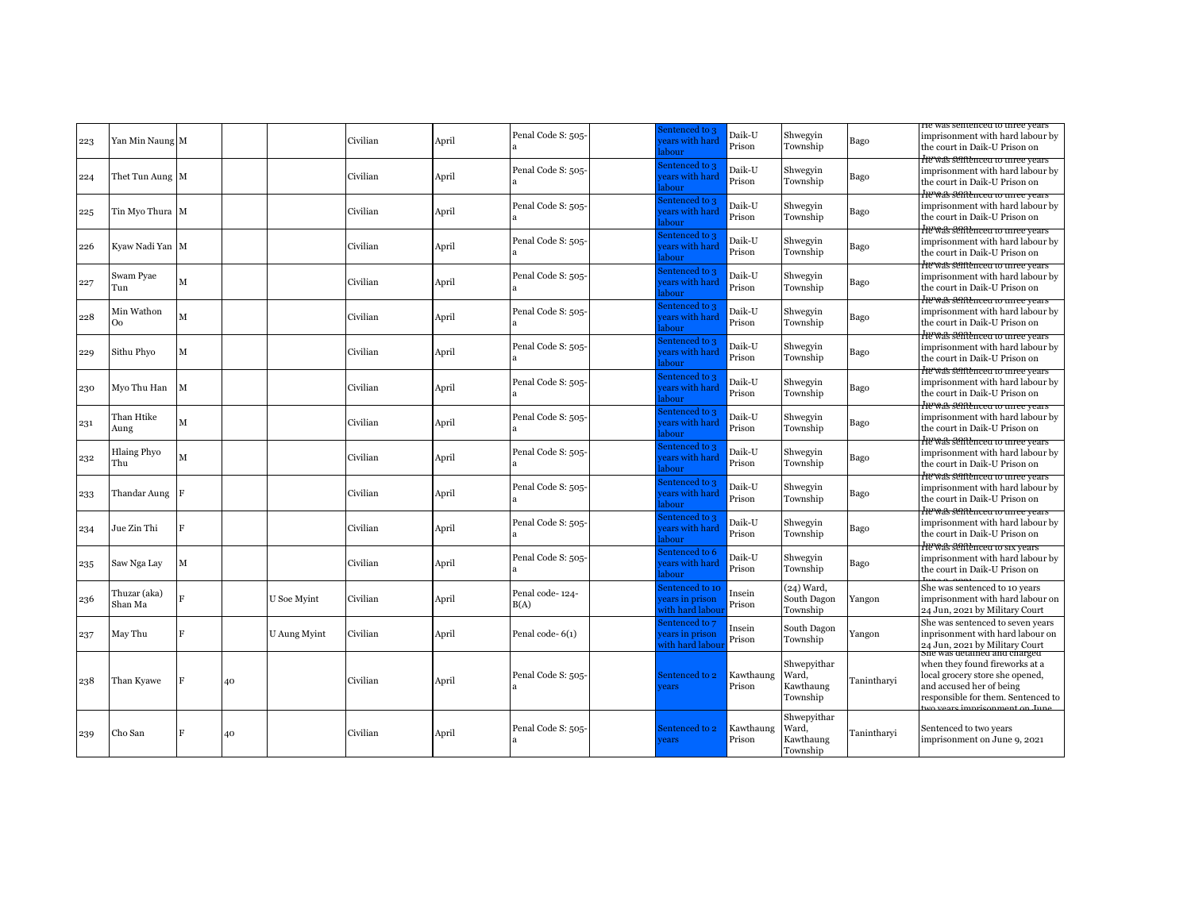| 223 | Yan Min Naung | M | | | Civilian | April | Penal Code S: 505-a | | Sentenced to 3 years with hard labour | Daik-U Prison | Shwegyin Township | Bago | He was sentenced to three years imprisonment with hard labour by the court in Daik-U Prison on |
|---|---|---|---|---|---|---|---|---|---|---|---|---|---|
| 224 | Thet Tun Aung | M | | | Civilian | April | Penal Code S: 505-a | | Sentenced to 3 years with hard labour | Daik-U Prison | Shwegyin Township | Bago | He was sentenced to three years imprisonment with hard labour by the court in Daik-U Prison on |
| 225 | Tin Myo Thura | M | | | Civilian | April | Penal Code S: 505-a | | Sentenced to 3 years with hard labour | Daik-U Prison | Shwegyin Township | Bago | He was sentenced to three years imprisonment with hard labour by the court in Daik-U Prison on |
| 226 | Kyaw Nadi Yan | M | | | Civilian | April | Penal Code S: 505-a | | Sentenced to 3 years with hard labour | Daik-U Prison | Shwegyin Township | Bago | He was sentenced to three years imprisonment with hard labour by the court in Daik-U Prison on |
| 227 | Swam Pyae Tun | M | | | Civilian | April | Penal Code S: 505-a | | Sentenced to 3 years with hard labour | Daik-U Prison | Shwegyin Township | Bago | He was sentenced to three years imprisonment with hard labour by the court in Daik-U Prison on |
| 228 | Min Wathon Oo | M | | | Civilian | April | Penal Code S: 505-a | | Sentenced to 3 years with hard labour | Daik-U Prison | Shwegyin Township | Bago | He was sentenced to three years imprisonment with hard labour by the court in Daik-U Prison on |
| 229 | Sithu Phyo | M | | | Civilian | April | Penal Code S: 505-a | | Sentenced to 3 years with hard labour | Daik-U Prison | Shwegyin Township | Bago | He was sentenced to three years imprisonment with hard labour by the court in Daik-U Prison on |
| 230 | Myo Thu Han | M | | | Civilian | April | Penal Code S: 505-a | | Sentenced to 3 years with hard labour | Daik-U Prison | Shwegyin Township | Bago | He was sentenced to three years imprisonment with hard labour by the court in Daik-U Prison on |
| 231 | Than Htike Aung | M | | | Civilian | April | Penal Code S: 505-a | | Sentenced to 3 years with hard labour | Daik-U Prison | Shwegyin Township | Bago | He was sentenced to three years imprisonment with hard labour by the court in Daik-U Prison on |
| 232 | Hlaing Phyo Thu | M | | | Civilian | April | Penal Code S: 505-a | | Sentenced to 3 years with hard labour | Daik-U Prison | Shwegyin Township | Bago | He was sentenced to three years imprisonment with hard labour by the court in Daik-U Prison on |
| 233 | Thandar Aung | F | | | Civilian | April | Penal Code S: 505-a | | Sentenced to 3 years with hard labour | Daik-U Prison | Shwegyin Township | Bago | He was sentenced to three years imprisonment with hard labour by the court in Daik-U Prison on |
| 234 | Jue Zin Thi | F | | | Civilian | April | Penal Code S: 505-a | | Sentenced to 3 years with hard labour | Daik-U Prison | Shwegyin Township | Bago | He was sentenced to three years imprisonment with hard labour by the court in Daik-U Prison on |
| 235 | Saw Nga Lay | M | | | Civilian | April | Penal Code S: 505-a | | Sentenced to 6 years with hard labour | Daik-U Prison | Shwegyin Township | Bago | He was sentenced to six years imprisonment with hard labour by the court in Daik-U Prison on |
| 236 | Thuzar (aka) Shan Ma | F | | U Soe Myint | Civilian | April | Penal code- 124-B(A) | | Sentenced to 10 years in prison with hard labour | Insein Prison | (24) Ward, South Dagon Township | Yangon | She was sentenced to 10 years imprisonment with hard labour on 24 Jun, 2021 by Military Court |
| 237 | May Thu | F | | U Aung Myint | Civilian | April | Penal code- 6(1) | | Sentenced to 7 years in prison with hard labour | Insein Prison | South Dagon Township | Yangon | She was sentenced to seven years inprisonment with hard labour on 24 Jun, 2021 by Military Court |
| 238 | Than Kyawe | F | 40 | | Civilian | April | Penal Code S: 505-a | | Sentenced to 2 years | Kawthaung Prison | Shwepyithar Ward, Kawthaung Township | Tanintharyi | She was detained and charged when they found fireworks at a local grocery store she opened, and accused her of being responsible for them. Sentenced to two years imprisonment on June |
| 239 | Cho San | F | 40 | | Civilian | April | Penal Code S: 505-a | | Sentenced to 2 years | Kawthaung Prison | Shwepyithar Ward, Kawthaung Township | Tanintharyi | Sentenced to two years imprisonment on June 9, 2021 |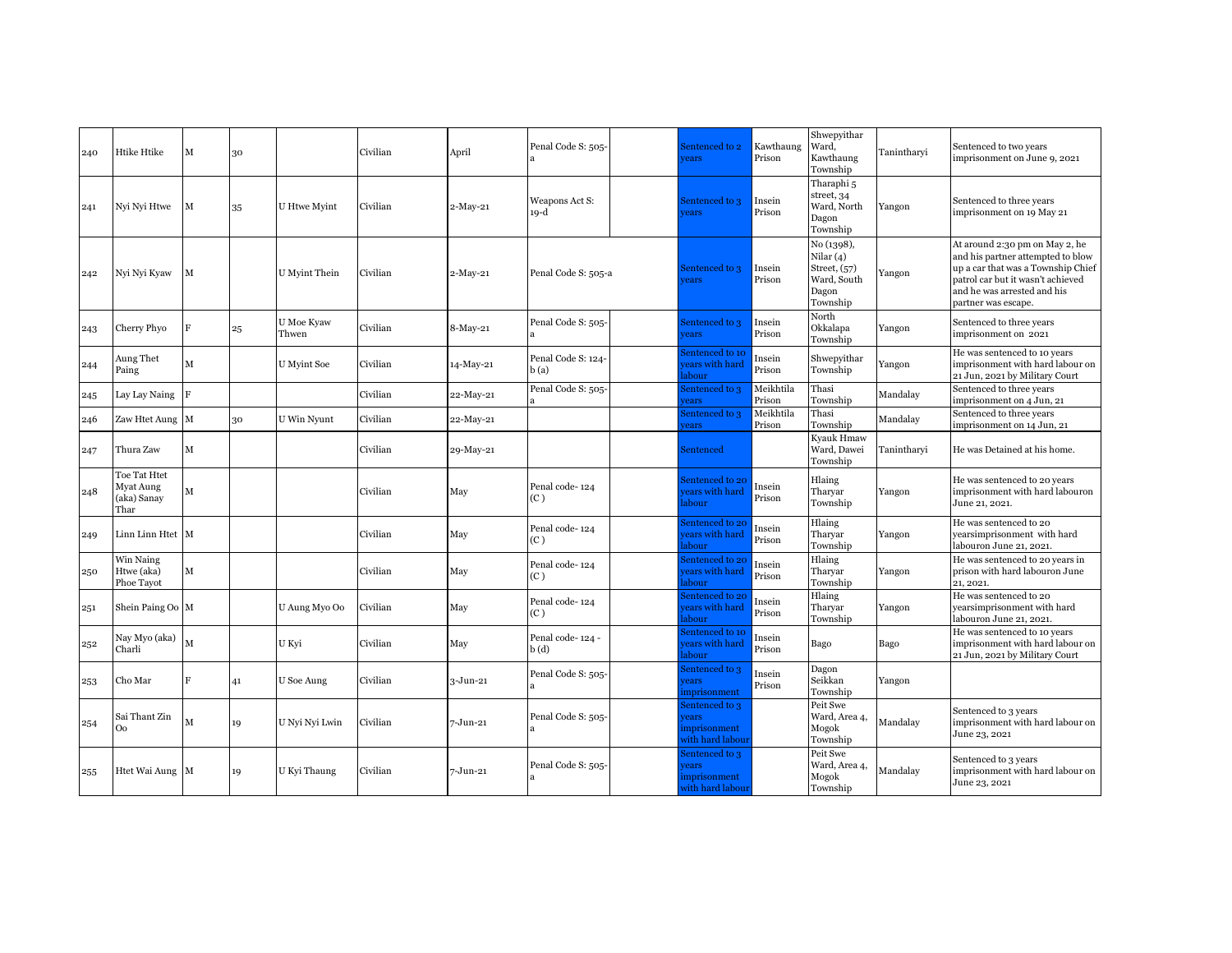| | | | | | | | | | | | | | |
|---|---|---|---|---|---|---|---|---|---|---|---|---|---|
| 240 | Htike Htike | M | 30 | | Civilian | April | Penal Code S: 505-a | | Sentenced to 2 years | Kawthaung Prison | Shwepyithar Ward, Kawthaung Township | Tanintharyi | Sentenced to two years imprisonment on June 9, 2021 |
| 241 | Nyi Nyi Htwe | M | 35 | U Htwe Myint | Civilian | 2-May-21 | Weapons Act S: 19-d | | Sentenced to 3 years | Insein Prison | Tharaphi 5 street, 34 Ward, North Dagon Township | Yangon | Sentenced to three years imprisonment on 19 May 21 |
| 242 | Nyi Nyi Kyaw | M | | U Myint Thein | Civilian | 2-May-21 | Penal Code S: 505-a | | Sentenced to 3 years | Insein Prison | No (1398), Nilar (4) Street, (57) Ward, South Dagon Township | Yangon | At around 2:30 pm on May 2, he and his partner attempted to blow up a car that was a Township Chief patrol car but it wasn't achieved and he was arrested and his partner was escape. |
| 243 | Cherry Phyo | F | 25 | U Moe Kyaw Thwen | Civilian | 8-May-21 | Penal Code S: 505-a | | Sentenced to 3 years | Insein Prison | North Okkalapa Township | Yangon | Sentenced to three years imprisonment on 2021 |
| 244 | Aung Thet Paing | M | | U Myint Soe | Civilian | 14-May-21 | Penal Code S: 124-b (a) | | Sentenced to 10 years with hard labour | Insein Prison | Shwepyithar Township | Yangon | He was sentenced to 10 years imprisonment with hard labour on 21 Jun, 2021 by Military Court |
| 245 | Lay Lay Naing | F | | | Civilian | 22-May-21 | Penal Code S: 505-a | | Sentenced to 3 years | Meikhtila Prison | Thasi Township | Mandalay | Sentenced to three years imprisonment on 4 Jun, 21 |
| 246 | Zaw Htet Aung | M | 30 | U Win Nyunt | Civilian | 22-May-21 | | | Sentenced to 3 years | Meikhtila Prison | Thasi Township | Mandalay | Sentenced to three years imprisonment on 14 Jun, 21 |
| 247 | Thura Zaw | M | | | Civilian | 29-May-21 | | | Sentenced | | Kyauk Hmaw Ward, Dawei Township | Tanintharyi | He was Detained at his home. |
| 248 | Toe Tat Htet Myat Aung (aka) Sanay Thar | M | | | Civilian | May | Penal code- 124 (C ) | | Sentenced to 20 years with hard labour | Insein Prison | Hlaing Tharyar Township | Yangon | He was sentenced to 20 years imprisonment with hard labouron June 21, 2021. |
| 249 | Linn Linn Htet | M | | | Civilian | May | Penal code- 124 (C ) | | Sentenced to 20 years with hard labour | Insein Prison | Hlaing Tharyar Township | Yangon | He was sentenced to 20 yearsimprisonment with hard labouron June 21, 2021. |
| 250 | Win Naing Htwe (aka) Phoe Tayot | M | | | Civilian | May | Penal code- 124 (C ) | | Sentenced to 20 years with hard labour | Insein Prison | Hlaing Tharyar Township | Yangon | He was sentenced to 20 years in prison with hard labouron June 21, 2021. |
| 251 | Shein Paing Oo | M | | U Aung Myo Oo | Civilian | May | Penal code- 124 (C ) | | Sentenced to 20 years with hard labour | Insein Prison | Hlaing Tharyar Township | Yangon | He was sentenced to 20 yearsimprisonment with hard labouron June 21, 2021. |
| 252 | Nay Myo (aka) Charli | M | | U Kyi | Civilian | May | Penal code- 124 - b (d) | | Sentenced to 10 years with hard labour | Insein Prison | Bago | Bago | He was sentenced to 10 years imprisonment with hard labour on 21 Jun, 2021 by Military Court |
| 253 | Cho Mar | F | 41 | U Soe Aung | Civilian | 3-Jun-21 | Penal Code S: 505-a | | Sentenced to 3 years imprisonment | Insein Prison | Dagon Seikkan Township | Yangon | |
| 254 | Sai Thant Zin Oo | M | 19 | U Nyi Nyi Lwin | Civilian | 7-Jun-21 | Penal Code S: 505-a | | Sentenced to 3 years imprisonment with hard labour | | Peit Swe Ward, Area 4, Mogok Township | Mandalay | Sentenced to 3 years imprisonment with hard labour on June 23, 2021 |
| 255 | Htet Wai Aung | M | 19 | U Kyi Thaung | Civilian | 7-Jun-21 | Penal Code S: 505-a | | Sentenced to 3 years imprisonment with hard labour | | Peit Swe Ward, Area 4, Mogok Township | Mandalay | Sentenced to 3 years imprisonment with hard labour on June 23, 2021 |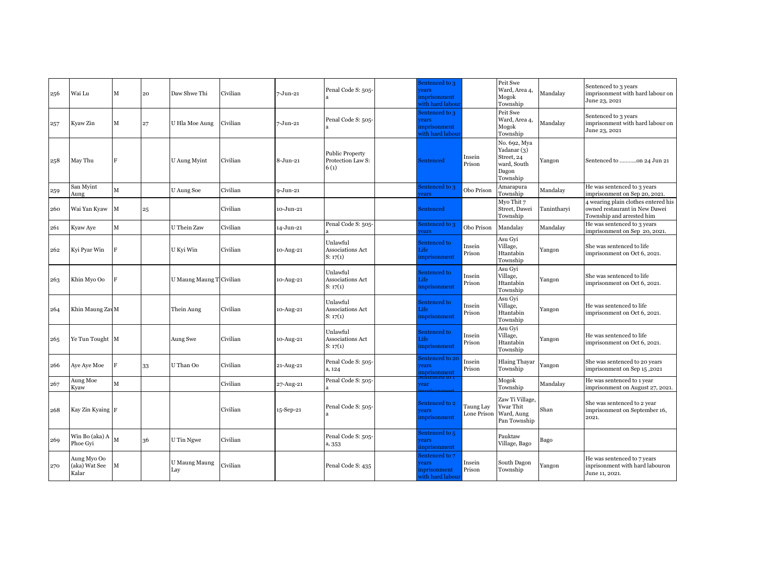| | | | | | | | | | | | | | |
|---|---|---|---|---|---|---|---|---|---|---|---|---|---|
| 256 | Wai Lu | M | 20 | Daw Shwe Thi | Civilian | 7-Jun-21 | Penal Code S: 505-a | | Sentenced to 3 years imprisonment with hard labour | | Peit Swe Ward, Area 4, Mogok Township | Mandalay | Sentenced to 3 years imprisonment with hard labour on June 23, 2021 |
| 257 | Kyaw Zin | M | 27 | U Hla Moe Aung | Civilian | 7-Jun-21 | Penal Code S: 505-a | | Sentenced to 3 years imprisonment with hard labour | | Peit Swe Ward, Area 4, Mogok Township | Mandalay | Sentenced to 3 years imprisonment with hard labour on June 23, 2021 |
| 258 | May Thu | F | | U Aung Myint | Civilian | 8-Jun-21 | Public Property Protection Law S: 6 (1) | | Sentenced | Insein Prison | No. 692, Mya Yadanar (3) Street, 24 ward, South Dagon Township | Yangon | Sentenced to ...........on 24 Jun 21 |
| 259 | San Myint Aung | M | | U Aung Soe | Civilian | 9-Jun-21 | | | Sentenced to 3 years | Obo Prison | Amarapura Township | Mandalay | He was sentenced to 3 years imprisonment on Sep 20, 2021. |
| 260 | Wai Yan Kyaw | M | 25 | | Civilian | 10-Jun-21 | | | Sentenced | | Myo Thit 7 Street, Dawei Township | Tanintharyi | 4 wearing plain clothes entered his owned restaurant in New Dawei Township and arrested him |
| 261 | Kyaw Aye | M | | U Thein Zaw | Civilian | 14-Jun-21 | Penal Code S: 505-a | | Sentenced to 3 years | Obo Prison | Mandalay | Mandalay | He was sentenced to 3 years imprisonment on Sep 20, 2021. |
| 262 | Kyi Pyar Win | F | | U Kyi Win | Civilian | 10-Aug-21 | Unlawful Associations Act S: 17(1) | | Sentenced to Life imprisonment | Insein Prison | Asu Gyi Village, Htantabin Township | Yangon | She was sentenced to life imprisonment on Oct 6, 2021. |
| 263 | Khin Myo Oo | F | | U Maung Maung T | Civilian | 10-Aug-21 | Unlawful Associations Act S: 17(1) | | Sentenced to Life imprisonment | Insein Prison | Asu Gyi Village, Htantabin Township | Yangon | She was sentenced to life imprisonment on Oct 6, 2021. |
| 264 | Khin Maung Zaw | M | | Thein Aung | Civilian | 10-Aug-21 | Unlawful Associations Act S: 17(1) | | Sentenced to Life imprisonment | Insein Prison | Asu Gyi Village, Htantabin Township | Yangon | He was sentenced to life imprisonment on Oct 6, 2021. |
| 265 | Ye Tun Tought | M | | Aung Swe | Civilian | 10-Aug-21 | Unlawful Associations Act S: 17(1) | | Sentenced to Life imprisonment | Insein Prison | Asu Gyi Village, Htantabin Township | Yangon | He was sentenced to life imprisonment on Oct 6, 2021. |
| 266 | Aye Aye Moe | F | 33 | U Than Oo | Civilian | 21-Aug-21 | Penal Code S: 505-a, 124 | | Sentenced to 20 years imprisonment | Insein Prison | Hlaing Thayar Township | Yangon | She was sentenced to 20 years imprisonment on Sep 15 ,2021 |
| 267 | Aung Moe Kyaw | M | | | Civilian | 27-Aug-21 | Penal Code S: 505-a | | Sentenced to 1 year imprisonment | | Mogok Township | Mandalay | He was sentenced to 1 year imprisonment on August 27, 2021. |
| 268 | Kay Zin Kyaing | F | | | Civilian | 15-Sep-21 | Penal Code S: 505-a | | Sentenced to 2 years imprisonment | Taung Lay Lone Prison | Zaw Ti Village, Ywar Thit Ward, Aung Pan Township | Shan | She was sentenced to 2 year imprisonment on September 16, 2021. |
| 269 | Win Bo (aka) A Phoe Gyi | M | 36 | U Tin Ngwe | Civilian | | Penal Code S: 505-a, 353 | | Sentenced to 5 years iinprisonment | | Pauktaw Village, Bago | Bago | |
| 270 | Aung Myo Oo (aka) Wat See Kalar | M | | U Maung Maung Lay | Civilian | | Penal Code S: 435 | | Sentenced to 7 years inprisonment with hard labour | Insein Prison | South Dagon Township | Yangon | He was sentenced to 7 years inprisonment with hard labouron June 11, 2021. |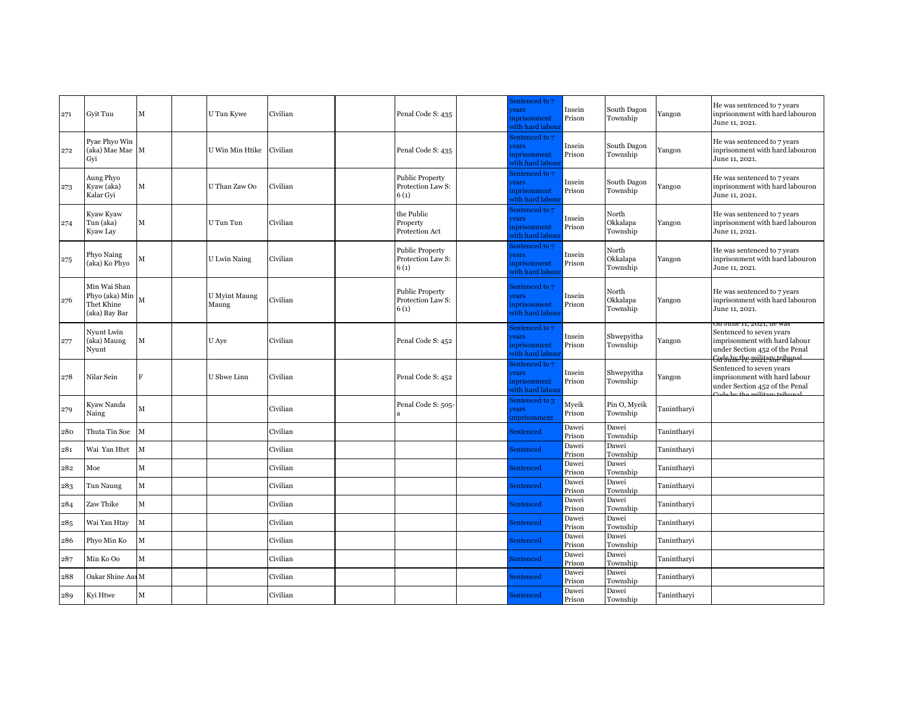| 271 | Gyit Tuu | M | | U Tun Kywe | Civilian | | Penal Code S: 435 | | Sentenced to 7 years inprisonment with hard labour | Insein Prison | South Dagon Township | Yangon | He was sentenced to 7 years inprisonment with hard labouron June 11, 2021. |
|---|---|---|---|---|---|---|---|---|---|---|---|---|---|
| 272 | Pyae Phyo Win (aka) Mae Mae Gyi | M | | U Win Min Htike | Civilian | | Penal Code S: 435 | | Sentenced to 7 years inprisonment with hard labour | Insein Prison | South Dagon Township | Yangon | He was sentenced to 7 years inprisonment with hard labouron June 11, 2021. |
| 273 | Aung Phyo Kyaw (aka) Kalar Gyi | M | | U Than Zaw Oo | Civilian | | Public Property Protection Law S: 6 (1) | | Sentenced to 7 years inprisonment with hard labour | Insein Prison | South Dagon Township | Yangon | He was sentenced to 7 years inprisonment with hard labouron June 11, 2021. |
| 274 | Kyaw Kyaw Tun (aka) Kyaw Lay | M | | U Tun Tun | Civilian | | the Public Property Protection Act | | Sentenced to 7 years inprisonment with hard labour | Insein Prison | North Okkalapa Township | Yangon | He was sentenced to 7 years inprisonment with hard labouron June 11, 2021. |
| 275 | Phyo Naing (aka) Ko Phyo | M | | U Lwin Naing | Civilian | | Public Property Protection Law S: 6 (1) | | Sentenced to 7 years inprisonment with hard labour | Insein Prison | North Okkalapa Township | Yangon | He was sentenced to 7 years inprisonment with hard labouron June 11, 2021. |
| 276 | Min Wai Shan Phyo (aka) Min Thet Khine (aka) Bay Bar | M | | U Myint Maung Maung | Civilian | | Public Property Protection Law S: 6 (1) | | Sentenced to 7 years inprisonment with hard labour | Insein Prison | North Okkalapa Township | Yangon | He was sentenced to 7 years inprisonment with hard labouron June 11, 2021. |
| 277 | Nyunt Lwin (aka) Maung Nyunt | M | | U Aye | Civilian | | Penal Code S: 452 | | Sentenced to 7 years inprisonment with hard labour | Insein Prison | Shwepyitha Township | Yangon | On June 11, 2021, he was Sentenced to seven years imprisonment with hard labour under Section 452 of the Penal Code by the military tribunal |
| 278 | Nilar Sein | F | | U Shwe Linn | Civilian | | Penal Code S: 452 | | Sentenced to 7 years inprisonment with hard labour | Insein Prison | Shwepyitha Township | Yangon | On June 11, 2021, she was Sentenced to seven years imprisonment with hard labour under Section 452 of the Penal Code by the military tribunal |
| 279 | Kyaw Nanda Naing | M | | | Civilian | | Penal Code S: 505-a | | Sentenced to 3 years imprisonment | Myeik Prison | Pin O, Myeik Township | Tanintharyi | |
| 280 | Thuta Tin Soe | M | | | Civilian | | | | Sentenced | Dawei Prison | Dawei Township | Tanintharyi | |
| 281 | Wai Yan Htet | M | | | Civilian | | | | Sentenced | Dawei Prison | Dawei Township | Tanintharyi | |
| 282 | Moe | M | | | Civilian | | | | Sentenced | Dawei Prison | Dawei Township | Tanintharyi | |
| 283 | Tun Naung | M | | | Civilian | | | | Sentenced | Dawei Prison | Dawei Township | Tanintharyi | |
| 284 | Zaw Thike | M | | | Civilian | | | | Sentenced | Dawei Prison | Dawei Township | Tanintharyi | |
| 285 | Wai Yan Htay | M | | | Civilian | | | | Sentenced | Dawei Prison | Dawei Township | Tanintharyi | |
| 286 | Phyo Min Ko | M | | | Civilian | | | | Sentenced | Dawei Prison | Dawei Township | Tanintharyi | |
| 287 | Min Ko Oo | M | | | Civilian | | | | Sentenced | Dawei Prison | Dawei Township | Tanintharyi | |
| 288 | Oakar Shine Aun | M | | | Civilian | | | | Sentenced | Dawei Prison | Dawei Township | Tanintharyi | |
| 289 | Kyi Htwe | M | | | Civilian | | | | Sentenced | Dawei Prison | Dawei Township | Tanintharyi | |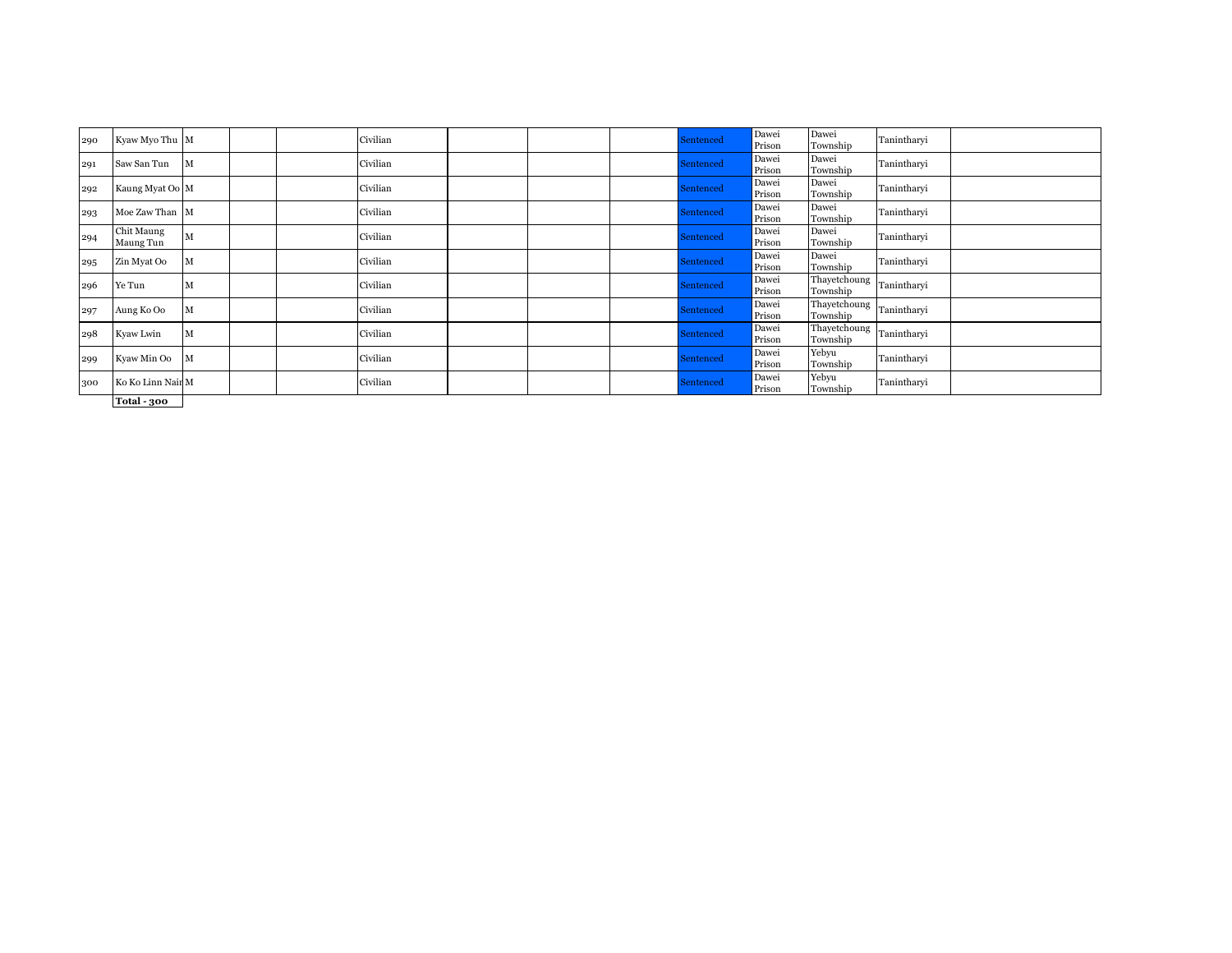| | | | | | | | | | | | | | |
|---|---|---|---|---|---|---|---|---|---|---|---|---|---|
| 290 | Kyaw Myo Thu | M | | | Civilian | | | | Sentenced | Dawei Prison | Dawei Township | Tanintharyi | |
| 291 | Saw San Tun | M | | | Civilian | | | | Sentenced | Dawei Prison | Dawei Township | Tanintharyi | |
| 292 | Kaung Myat Oo | M | | | Civilian | | | | Sentenced | Dawei Prison | Dawei Township | Tanintharyi | |
| 293 | Moe Zaw Than | M | | | Civilian | | | | Sentenced | Dawei Prison | Dawei Township | Tanintharyi | |
| 294 | Chit Maung Maung Tun | M | | | Civilian | | | | Sentenced | Dawei Prison | Dawei Township | Tanintharyi | |
| 295 | Zin Myat Oo | M | | | Civilian | | | | Sentenced | Dawei Prison | Dawei Township | Tanintharyi | |
| 296 | Ye Tun | M | | | Civilian | | | | Sentenced | Dawei Prison | Thayetchoung Township | Tanintharyi | |
| 297 | Aung Ko Oo | M | | | Civilian | | | | Sentenced | Dawei Prison | Thayetchoung Township | Tanintharyi | |
| 298 | Kyaw Lwin | M | | | Civilian | | | | Sentenced | Dawei Prison | Thayetchoung Township | Tanintharyi | |
| 299 | Kyaw Min Oo | M | | | Civilian | | | | Sentenced | Dawei Prison | Yebyu Township | Tanintharyi | |
| 300 | Ko Ko Linn Nair | M | | | Civilian | | | | Sentenced | Dawei Prison | Yebyu Township | Tanintharyi | |
| | **Total - 300** | | | | | | | | | | | | |